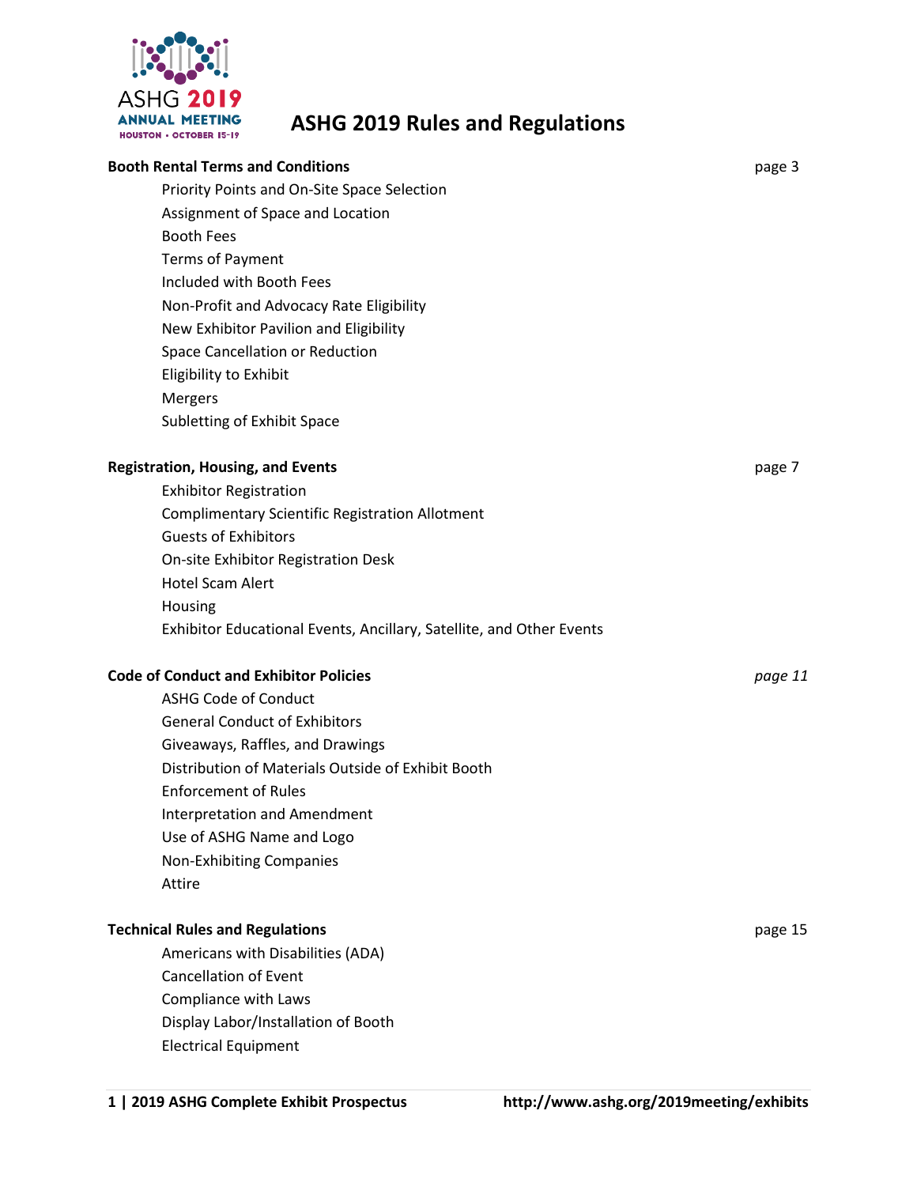ASHG 2019 ANNUAL MEETING
HOUSTON • OCTOBER 15-19

# ASHG 2019 Rules and Regulations

**Booth Rental Terms and Conditions** page 3

- Priority Points and On-Site Space Selection
- Assignment of Space and Location
- Booth Fees
- Terms of Payment
- Included with Booth Fees
- Non-Profit and Advocacy Rate Eligibility
- New Exhibitor Pavilion and Eligibility
- Space Cancellation or Reduction
- Eligibility to Exhibit
- Mergers
- Subletting of Exhibit Space

**Registration, Housing, and Events** page 7

- Exhibitor Registration
- Complimentary Scientific Registration Allotment
- Guests of Exhibitors
- On-site Exhibitor Registration Desk
- Hotel Scam Alert
- Housing
- Exhibitor Educational Events, Ancillary, Satellite, and Other Events

**Code of Conduct and Exhibitor Policies** *page 11*

- ASHG Code of Conduct
- General Conduct of Exhibitors
- Giveaways, Raffles, and Drawings
- Distribution of Materials Outside of Exhibit Booth
- Enforcement of Rules
- Interpretation and Amendment
- Use of ASHG Name and Logo
- Non-Exhibiting Companies
- Attire

**Technical Rules and Regulations** page 15

- Americans with Disabilities (ADA)
- Cancellation of Event
- Compliance with Laws
- Display Labor/Installation of Booth
- Electrical Equipment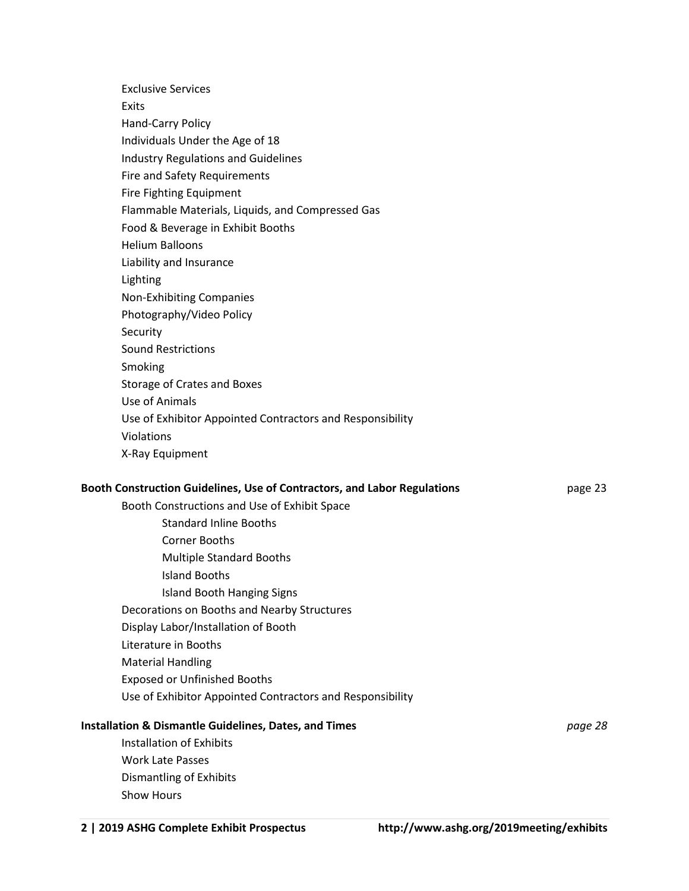- Exclusive Services
- Exits
- Hand-Carry Policy
- Individuals Under the Age of 18
- Industry Regulations and Guidelines
- Fire and Safety Requirements
- Fire Fighting Equipment
- Flammable Materials, Liquids, and Compressed Gas
- Food & Beverage in Exhibit Booths
- Helium Balloons
- Liability and Insurance
- Lighting
- Non-Exhibiting Companies
- Photography/Video Policy
- Security
- Sound Restrictions
- Smoking
- Storage of Crates and Boxes
- Use of Animals
- Use of Exhibitor Appointed Contractors and Responsibility
- Violations
- X-Ray Equipment

**Booth Construction Guidelines, Use of Contractors, and Labor Regulations** — page 23

- Booth Constructions and Use of Exhibit Space
  - Standard Inline Booths
  - Corner Booths
  - Multiple Standard Booths
  - Island Booths
  - Island Booth Hanging Signs
- Decorations on Booths and Nearby Structures
- Display Labor/Installation of Booth
- Literature in Booths
- Material Handling
- Exposed or Unfinished Booths
- Use of Exhibitor Appointed Contractors and Responsibility

**Installation & Dismantle Guidelines, Dates, and Times** — *page 28*

- Installation of Exhibits
- Work Late Passes
- Dismantling of Exhibits
- Show Hours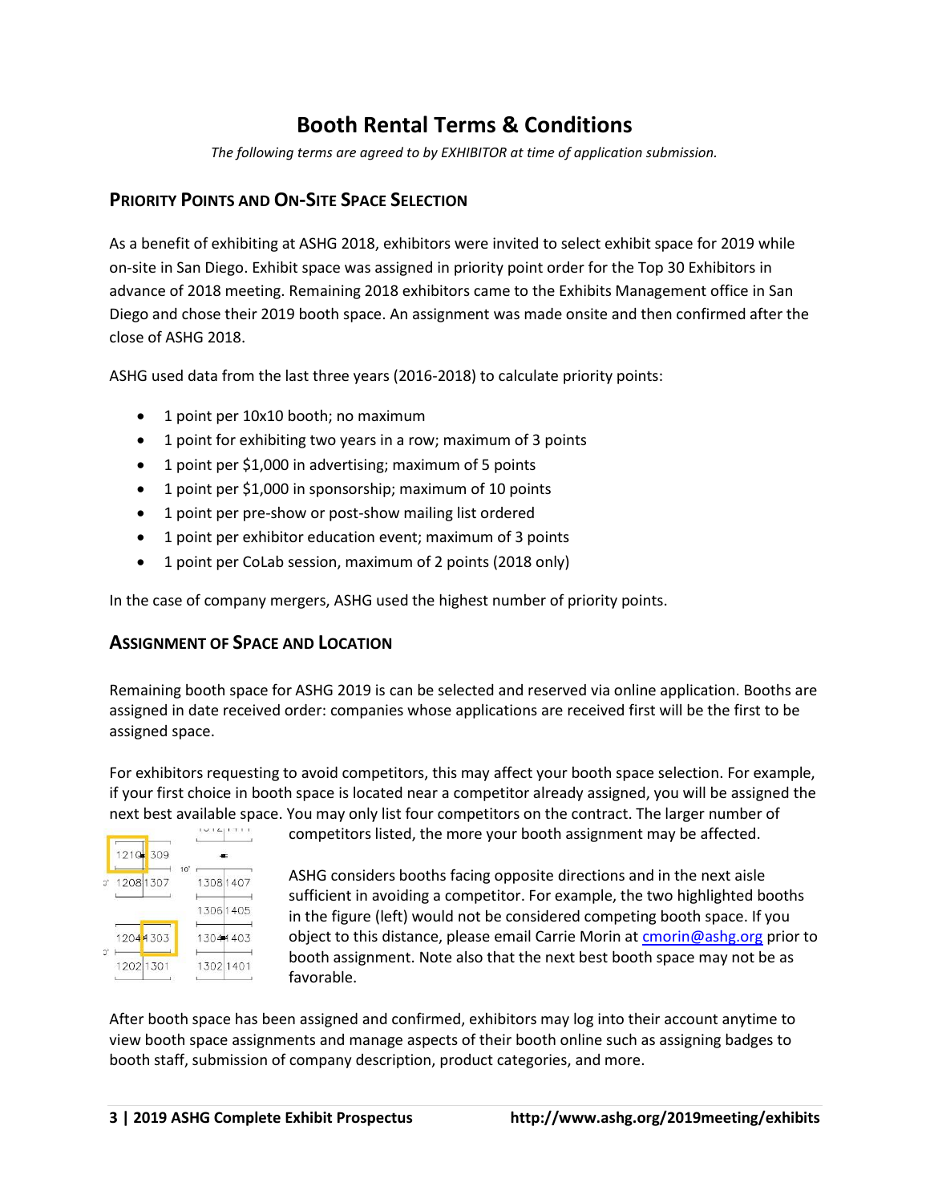# Booth Rental Terms & Conditions

*The following terms are agreed to by EXHIBITOR at time of application submission.*

## Priority Points and On-Site Space Selection

As a benefit of exhibiting at ASHG 2018, exhibitors were invited to select exhibit space for 2019 while on-site in San Diego. Exhibit space was assigned in priority point order for the Top 30 Exhibitors in advance of 2018 meeting. Remaining 2018 exhibitors came to the Exhibits Management office in San Diego and chose their 2019 booth space. An assignment was made onsite and then confirmed after the close of ASHG 2018.

ASHG used data from the last three years (2016-2018) to calculate priority points:

- 1 point per 10x10 booth; no maximum
- 1 point for exhibiting two years in a row; maximum of 3 points
- 1 point per $1,000 in advertising; maximum of 5 points
- 1 point per $1,000 in sponsorship; maximum of 10 points
- 1 point per pre-show or post-show mailing list ordered
- 1 point per exhibitor education event; maximum of 3 points
- 1 point per CoLab session, maximum of 2 points (2018 only)

In the case of company mergers, ASHG used the highest number of priority points.

## Assignment of Space and Location

Remaining booth space for ASHG 2019 is can be selected and reserved via online application. Booths are assigned in date received order: companies whose applications are received first will be the first to be assigned space.

For exhibitors requesting to avoid competitors, this may affect your booth space selection. For example, if your first choice in booth space is located near a competitor already assigned, you will be assigned the next best available space. You may only list four competitors on the contract. The larger number of competitors listed, the more your booth assignment may be affected.

ASHG considers booths facing opposite directions and in the next aisle sufficient in avoiding a competitor. For example, the two highlighted booths in the figure (left) would not be considered competing booth space. If you object to this distance, please email Carrie Morin at cmorin@ashg.org prior to booth assignment. Note also that the next best booth space may not be as favorable.

After booth space has been assigned and confirmed, exhibitors may log into their account anytime to view booth space assignments and manage aspects of their booth online such as assigning badges to booth staff, submission of company description, product categories, and more.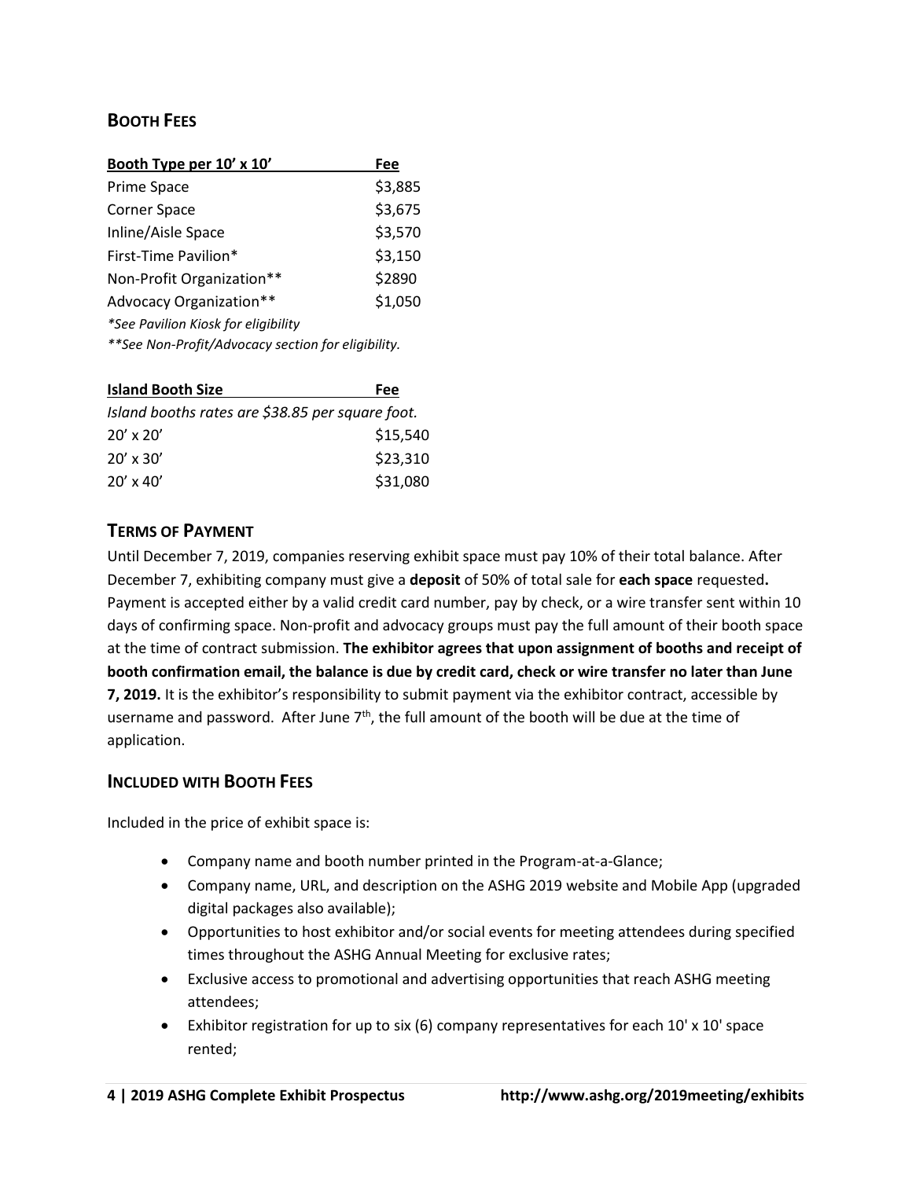## BOOTH FEES

| Booth Type per 10' x 10' | Fee |
|---|---|
| Prime Space | $3,885 |
| Corner Space | $3,675 |
| Inline/Aisle Space | $3,570 |
| First-Time Pavilion* | $3,150 |
| Non-Profit Organization** | $2890 |
| Advocacy Organization** | $1,050 |

*\*See Pavilion Kiosk for eligibility*

*\*\*See Non-Profit/Advocacy section for eligibility.*

| Island Booth Size | Fee |
|---|---|
| *Island booths rates are $38.85 per square foot.* | |
| 20' x 20' | $15,540 |
| 20' x 30' | $23,310 |
| 20' x 40' | $31,080 |

## TERMS OF PAYMENT

Until December 7, 2019, companies reserving exhibit space must pay 10% of their total balance. After December 7, exhibiting company must give a **deposit** of 50% of total sale for **each space** requested**.** Payment is accepted either by a valid credit card number, pay by check, or a wire transfer sent within 10 days of confirming space. Non-profit and advocacy groups must pay the full amount of their booth space at the time of contract submission. **The exhibitor agrees that upon assignment of booths and receipt of booth confirmation email, the balance is due by credit card, check or wire transfer no later than June 7, 2019.** It is the exhibitor's responsibility to submit payment via the exhibitor contract, accessible by username and password. After June 7th, the full amount of the booth will be due at the time of application.

## INCLUDED WITH BOOTH FEES

Included in the price of exhibit space is:

- Company name and booth number printed in the Program-at-a-Glance;
- Company name, URL, and description on the ASHG 2019 website and Mobile App (upgraded digital packages also available);
- Opportunities to host exhibitor and/or social events for meeting attendees during specified times throughout the ASHG Annual Meeting for exclusive rates;
- Exclusive access to promotional and advertising opportunities that reach ASHG meeting attendees;
- Exhibitor registration for up to six (6) company representatives for each 10' x 10' space rented;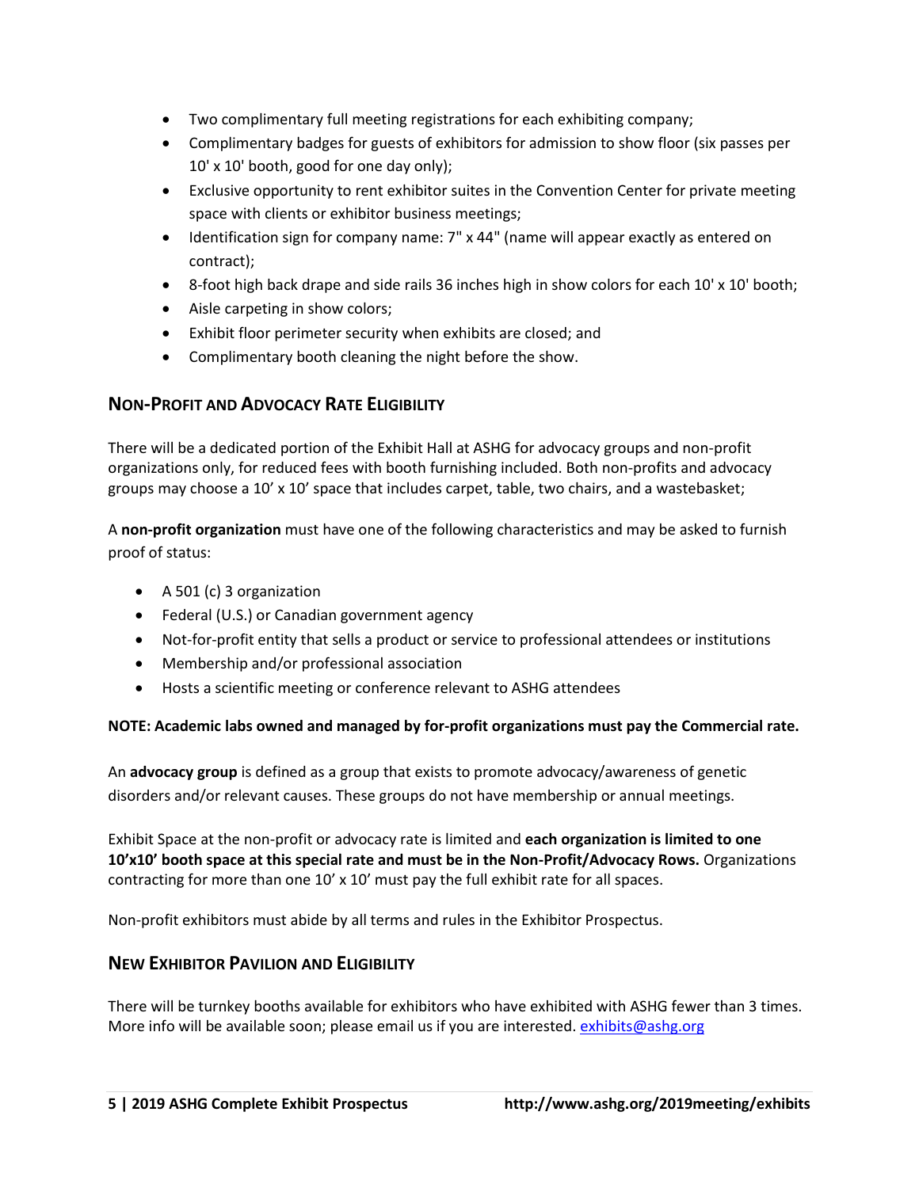- Two complimentary full meeting registrations for each exhibiting company;
- Complimentary badges for guests of exhibitors for admission to show floor (six passes per 10' x 10' booth, good for one day only);
- Exclusive opportunity to rent exhibitor suites in the Convention Center for private meeting space with clients or exhibitor business meetings;
- Identification sign for company name: 7" x 44" (name will appear exactly as entered on contract);
- 8-foot high back drape and side rails 36 inches high in show colors for each 10' x 10' booth;
- Aisle carpeting in show colors;
- Exhibit floor perimeter security when exhibits are closed; and
- Complimentary booth cleaning the night before the show.

## Non-Profit and Advocacy Rate Eligibility

There will be a dedicated portion of the Exhibit Hall at ASHG for advocacy groups and non-profit organizations only, for reduced fees with booth furnishing included. Both non-profits and advocacy groups may choose a 10’ x 10’ space that includes carpet, table, two chairs, and a wastebasket;

A **non-profit organization** must have one of the following characteristics and may be asked to furnish proof of status:

- A 501 (c) 3 organization
- Federal (U.S.) or Canadian government agency
- Not-for-profit entity that sells a product or service to professional attendees or institutions
- Membership and/or professional association
- Hosts a scientific meeting or conference relevant to ASHG attendees

**NOTE: Academic labs owned and managed by for-profit organizations must pay the Commercial rate.**

An **advocacy group** is defined as a group that exists to promote advocacy/awareness of genetic disorders and/or relevant causes. These groups do not have membership or annual meetings.

Exhibit Space at the non-profit or advocacy rate is limited and **each organization is limited to one 10’x10’ booth space at this special rate and must be in the Non-Profit/Advocacy Rows.** Organizations contracting for more than one 10’ x 10’ must pay the full exhibit rate for all spaces.

Non-profit exhibitors must abide by all terms and rules in the Exhibitor Prospectus.

## New Exhibitor Pavilion and Eligibility

There will be turnkey booths available for exhibitors who have exhibited with ASHG fewer than 3 times. More info will be available soon; please email us if you are interested. exhibits@ashg.org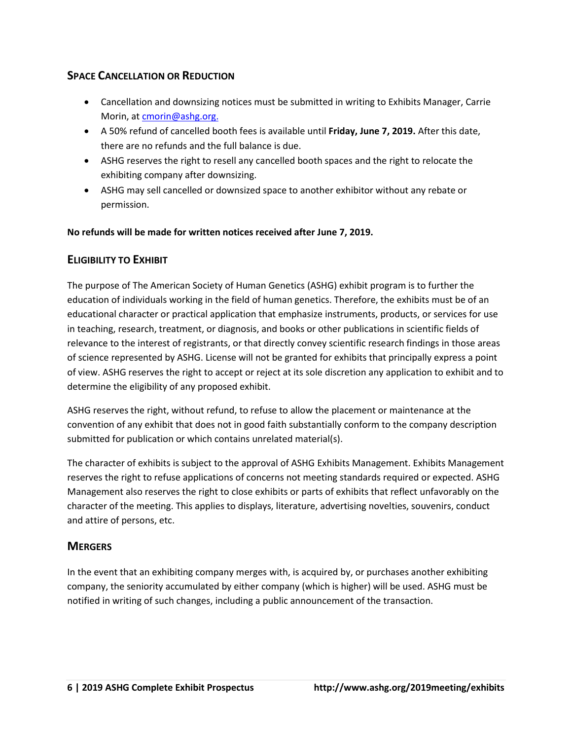## Space Cancellation or Reduction

- Cancellation and downsizing notices must be submitted in writing to Exhibits Manager, Carrie Morin, at cmorin@ashg.org.
- A 50% refund of cancelled booth fees is available until **Friday, June 7, 2019.** After this date, there are no refunds and the full balance is due.
- ASHG reserves the right to resell any cancelled booth spaces and the right to relocate the exhibiting company after downsizing.
- ASHG may sell cancelled or downsized space to another exhibitor without any rebate or permission.

**No refunds will be made for written notices received after June 7, 2019.**

## Eligibility to Exhibit

The purpose of The American Society of Human Genetics (ASHG) exhibit program is to further the education of individuals working in the field of human genetics. Therefore, the exhibits must be of an educational character or practical application that emphasize instruments, products, or services for use in teaching, research, treatment, or diagnosis, and books or other publications in scientific fields of relevance to the interest of registrants, or that directly convey scientific research findings in those areas of science represented by ASHG. License will not be granted for exhibits that principally express a point of view. ASHG reserves the right to accept or reject at its sole discretion any application to exhibit and to determine the eligibility of any proposed exhibit.

ASHG reserves the right, without refund, to refuse to allow the placement or maintenance at the convention of any exhibit that does not in good faith substantially conform to the company description submitted for publication or which contains unrelated material(s).

The character of exhibits is subject to the approval of ASHG Exhibits Management. Exhibits Management reserves the right to refuse applications of concerns not meeting standards required or expected. ASHG Management also reserves the right to close exhibits or parts of exhibits that reflect unfavorably on the character of the meeting. This applies to displays, literature, advertising novelties, souvenirs, conduct and attire of persons, etc.

## Mergers

In the event that an exhibiting company merges with, is acquired by, or purchases another exhibiting company, the seniority accumulated by either company (which is higher) will be used. ASHG must be notified in writing of such changes, including a public announcement of the transaction.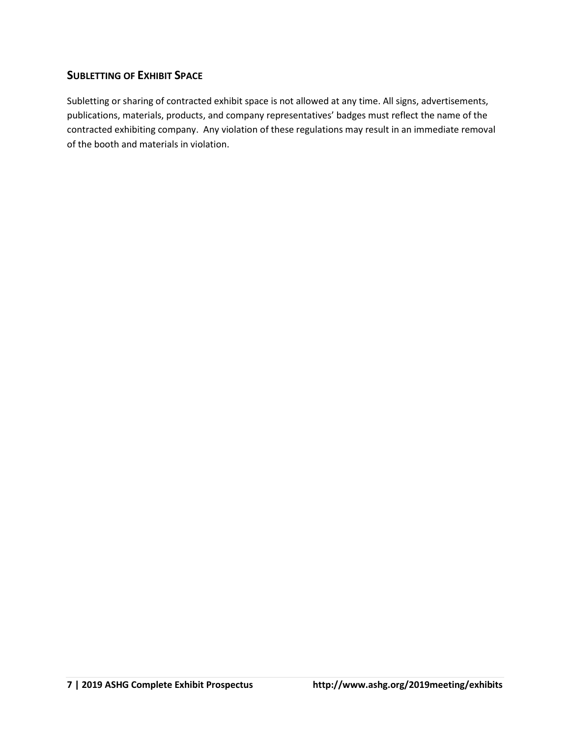## SUBLETTING OF EXHIBIT SPACE

Subletting or sharing of contracted exhibit space is not allowed at any time. All signs, advertisements, publications, materials, products, and company representatives' badges must reflect the name of the contracted exhibiting company. Any violation of these regulations may result in an immediate removal of the booth and materials in violation.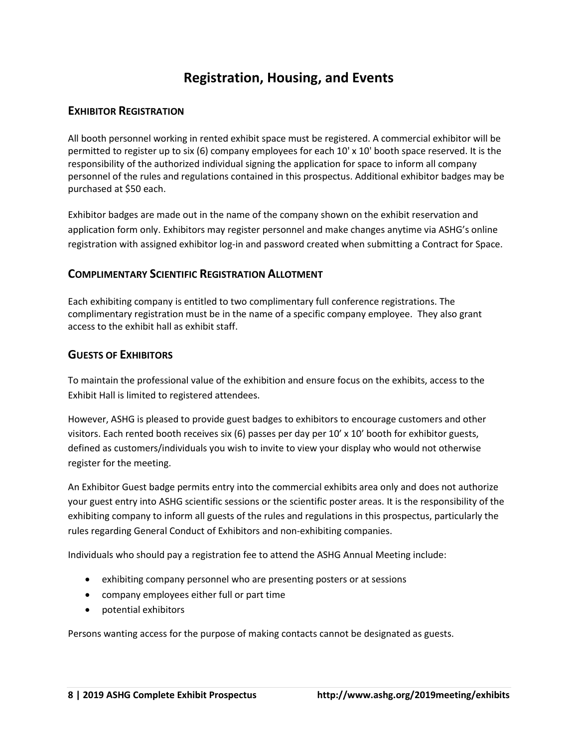# Registration, Housing, and Events

## Exhibitor Registration

All booth personnel working in rented exhibit space must be registered. A commercial exhibitor will be permitted to register up to six (6) company employees for each 10' x 10' booth space reserved. It is the responsibility of the authorized individual signing the application for space to inform all company personnel of the rules and regulations contained in this prospectus. Additional exhibitor badges may be purchased at $50 each.

Exhibitor badges are made out in the name of the company shown on the exhibit reservation and application form only. Exhibitors may register personnel and make changes anytime via ASHG's online registration with assigned exhibitor log-in and password created when submitting a Contract for Space.

## Complimentary Scientific Registration Allotment

Each exhibiting company is entitled to two complimentary full conference registrations. The complimentary registration must be in the name of a specific company employee. They also grant access to the exhibit hall as exhibit staff.

## Guests of Exhibitors

To maintain the professional value of the exhibition and ensure focus on the exhibits, access to the Exhibit Hall is limited to registered attendees.

However, ASHG is pleased to provide guest badges to exhibitors to encourage customers and other visitors. Each rented booth receives six (6) passes per day per 10' x 10' booth for exhibitor guests, defined as customers/individuals you wish to invite to view your display who would not otherwise register for the meeting.

An Exhibitor Guest badge permits entry into the commercial exhibits area only and does not authorize your guest entry into ASHG scientific sessions or the scientific poster areas. It is the responsibility of the exhibiting company to inform all guests of the rules and regulations in this prospectus, particularly the rules regarding General Conduct of Exhibitors and non-exhibiting companies.

Individuals who should pay a registration fee to attend the ASHG Annual Meeting include:

- exhibiting company personnel who are presenting posters or at sessions
- company employees either full or part time
- potential exhibitors

Persons wanting access for the purpose of making contacts cannot be designated as guests.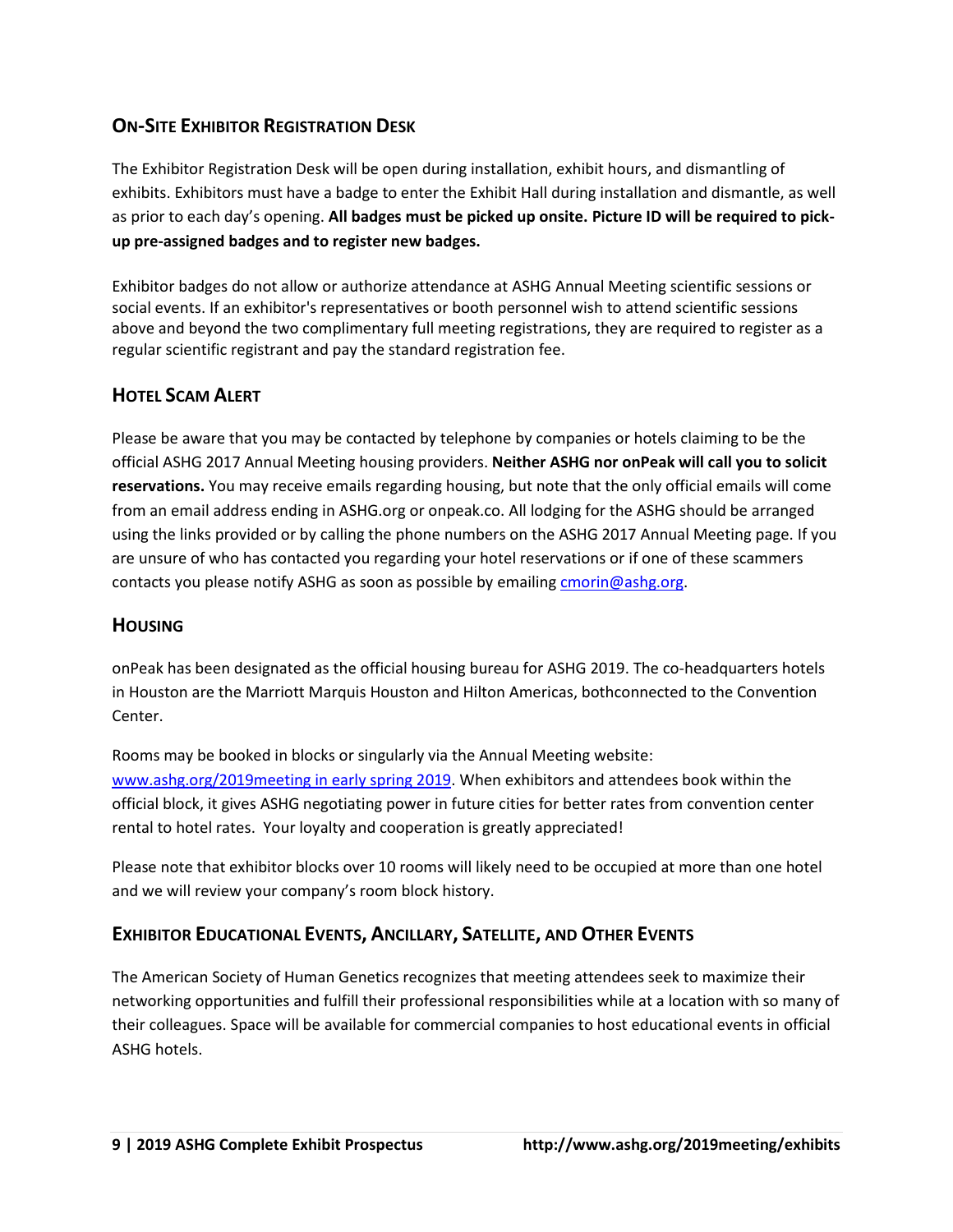## On-Site Exhibitor Registration Desk

The Exhibitor Registration Desk will be open during installation, exhibit hours, and dismantling of exhibits. Exhibitors must have a badge to enter the Exhibit Hall during installation and dismantle, as well as prior to each day's opening. **All badges must be picked up onsite. Picture ID will be required to pick-up pre-assigned badges and to register new badges.**

Exhibitor badges do not allow or authorize attendance at ASHG Annual Meeting scientific sessions or social events. If an exhibitor's representatives or booth personnel wish to attend scientific sessions above and beyond the two complimentary full meeting registrations, they are required to register as a regular scientific registrant and pay the standard registration fee.

## Hotel Scam Alert

Please be aware that you may be contacted by telephone by companies or hotels claiming to be the official ASHG 2017 Annual Meeting housing providers. **Neither ASHG nor onPeak will call you to solicit reservations.** You may receive emails regarding housing, but note that the only official emails will come from an email address ending in ASHG.org or onpeak.co. All lodging for the ASHG should be arranged using the links provided or by calling the phone numbers on the ASHG 2017 Annual Meeting page. If you are unsure of who has contacted you regarding your hotel reservations or if one of these scammers contacts you please notify ASHG as soon as possible by emailing cmorin@ashg.org.

## Housing

onPeak has been designated as the official housing bureau for ASHG 2019. The co-headquarters hotels in Houston are the Marriott Marquis Houston and Hilton Americas, bothconnected to the Convention Center.

Rooms may be booked in blocks or singularly via the Annual Meeting website: www.ashg.org/2019meeting in early spring 2019. When exhibitors and attendees book within the official block, it gives ASHG negotiating power in future cities for better rates from convention center rental to hotel rates. Your loyalty and cooperation is greatly appreciated!

Please note that exhibitor blocks over 10 rooms will likely need to be occupied at more than one hotel and we will review your company's room block history.

## Exhibitor Educational Events, Ancillary, Satellite, and Other Events

The American Society of Human Genetics recognizes that meeting attendees seek to maximize their networking opportunities and fulfill their professional responsibilities while at a location with so many of their colleagues. Space will be available for commercial companies to host educational events in official ASHG hotels.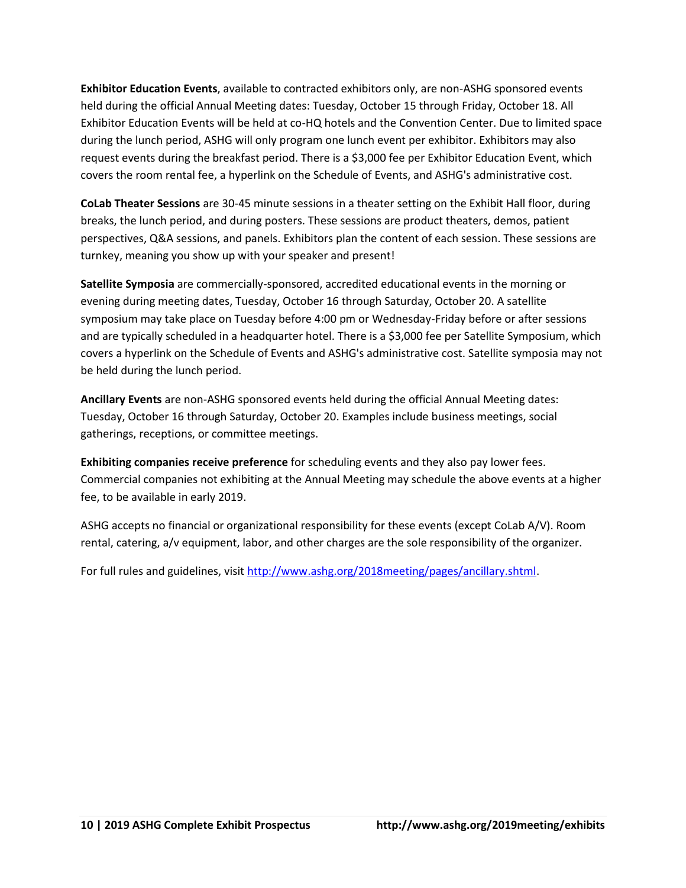**Exhibitor Education Events**, available to contracted exhibitors only, are non-ASHG sponsored events held during the official Annual Meeting dates: Tuesday, October 15 through Friday, October 18. All Exhibitor Education Events will be held at co-HQ hotels and the Convention Center. Due to limited space during the lunch period, ASHG will only program one lunch event per exhibitor. Exhibitors may also request events during the breakfast period. There is a $3,000 fee per Exhibitor Education Event, which covers the room rental fee, a hyperlink on the Schedule of Events, and ASHG's administrative cost.

**CoLab Theater Sessions** are 30-45 minute sessions in a theater setting on the Exhibit Hall floor, during breaks, the lunch period, and during posters. These sessions are product theaters, demos, patient perspectives, Q&A sessions, and panels. Exhibitors plan the content of each session. These sessions are turnkey, meaning you show up with your speaker and present!

**Satellite Symposia** are commercially-sponsored, accredited educational events in the morning or evening during meeting dates, Tuesday, October 16 through Saturday, October 20. A satellite symposium may take place on Tuesday before 4:00 pm or Wednesday-Friday before or after sessions and are typically scheduled in a headquarter hotel. There is a $3,000 fee per Satellite Symposium, which covers a hyperlink on the Schedule of Events and ASHG's administrative cost. Satellite symposia may not be held during the lunch period.

**Ancillary Events** are non-ASHG sponsored events held during the official Annual Meeting dates: Tuesday, October 16 through Saturday, October 20. Examples include business meetings, social gatherings, receptions, or committee meetings.

**Exhibiting companies receive preference** for scheduling events and they also pay lower fees. Commercial companies not exhibiting at the Annual Meeting may schedule the above events at a higher fee, to be available in early 2019.

ASHG accepts no financial or organizational responsibility for these events (except CoLab A/V). Room rental, catering, a/v equipment, labor, and other charges are the sole responsibility of the organizer.

For full rules and guidelines, visit [http://www.ashg.org/2018meeting/pages/ancillary.shtml](http://www.ashg.org/2018meeting/pages/ancillary.shtml).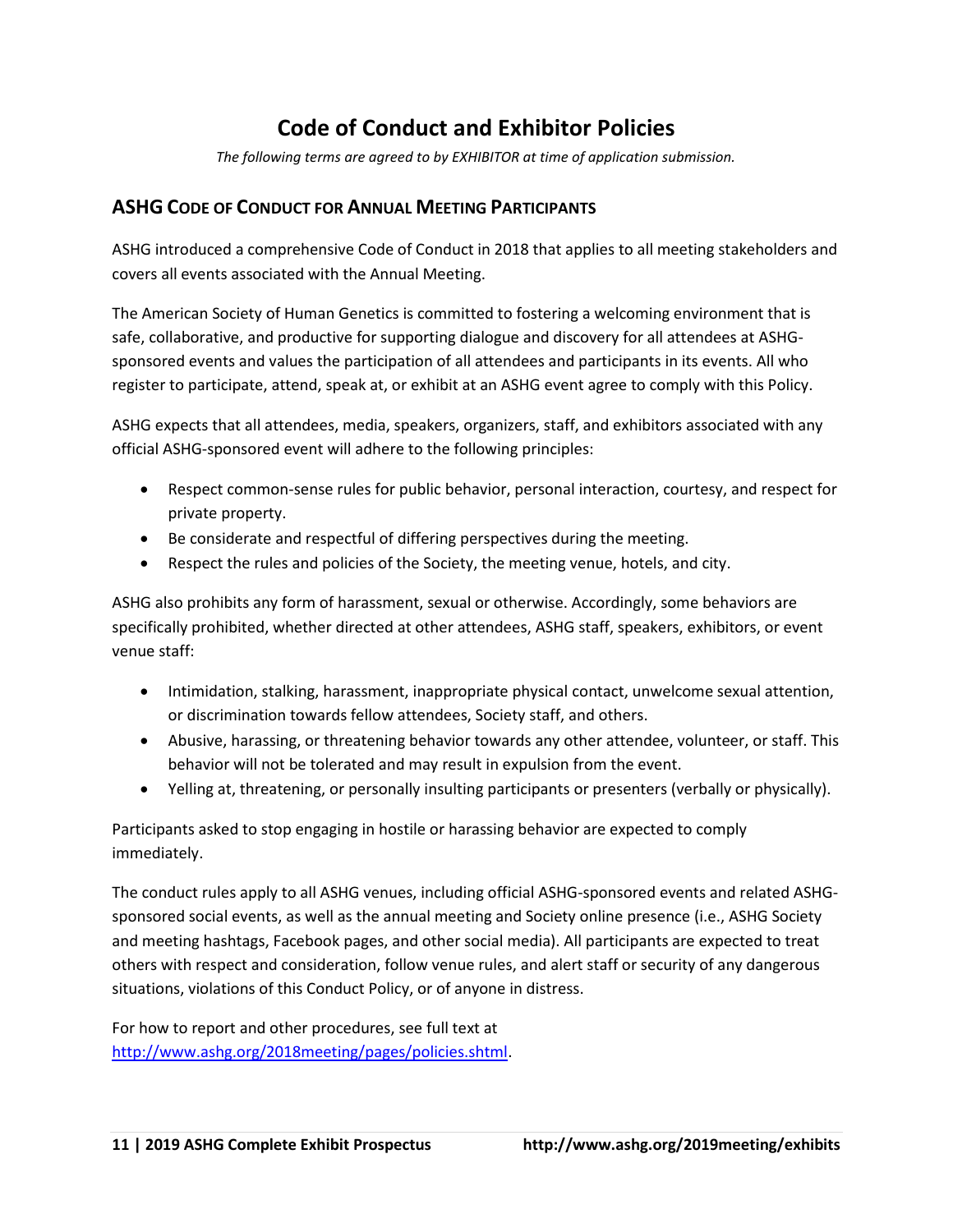# Code of Conduct and Exhibitor Policies

*The following terms are agreed to by EXHIBITOR at time of application submission.*

## ASHG Code of Conduct for Annual Meeting Participants

ASHG introduced a comprehensive Code of Conduct in 2018 that applies to all meeting stakeholders and covers all events associated with the Annual Meeting.

The American Society of Human Genetics is committed to fostering a welcoming environment that is safe, collaborative, and productive for supporting dialogue and discovery for all attendees at ASHG-sponsored events and values the participation of all attendees and participants in its events. All who register to participate, attend, speak at, or exhibit at an ASHG event agree to comply with this Policy.

ASHG expects that all attendees, media, speakers, organizers, staff, and exhibitors associated with any official ASHG-sponsored event will adhere to the following principles:

- Respect common-sense rules for public behavior, personal interaction, courtesy, and respect for private property.
- Be considerate and respectful of differing perspectives during the meeting.
- Respect the rules and policies of the Society, the meeting venue, hotels, and city.

ASHG also prohibits any form of harassment, sexual or otherwise. Accordingly, some behaviors are specifically prohibited, whether directed at other attendees, ASHG staff, speakers, exhibitors, or event venue staff:

- Intimidation, stalking, harassment, inappropriate physical contact, unwelcome sexual attention, or discrimination towards fellow attendees, Society staff, and others.
- Abusive, harassing, or threatening behavior towards any other attendee, volunteer, or staff. This behavior will not be tolerated and may result in expulsion from the event.
- Yelling at, threatening, or personally insulting participants or presenters (verbally or physically).

Participants asked to stop engaging in hostile or harassing behavior are expected to comply immediately.

The conduct rules apply to all ASHG venues, including official ASHG-sponsored events and related ASHG-sponsored social events, as well as the annual meeting and Society online presence (i.e., ASHG Society and meeting hashtags, Facebook pages, and other social media). All participants are expected to treat others with respect and consideration, follow venue rules, and alert staff or security of any dangerous situations, violations of this Conduct Policy, or of anyone in distress.

For how to report and other procedures, see full text at [http://www.ashg.org/2018meeting/pages/policies.shtml](http://www.ashg.org/2018meeting/pages/policies.shtml).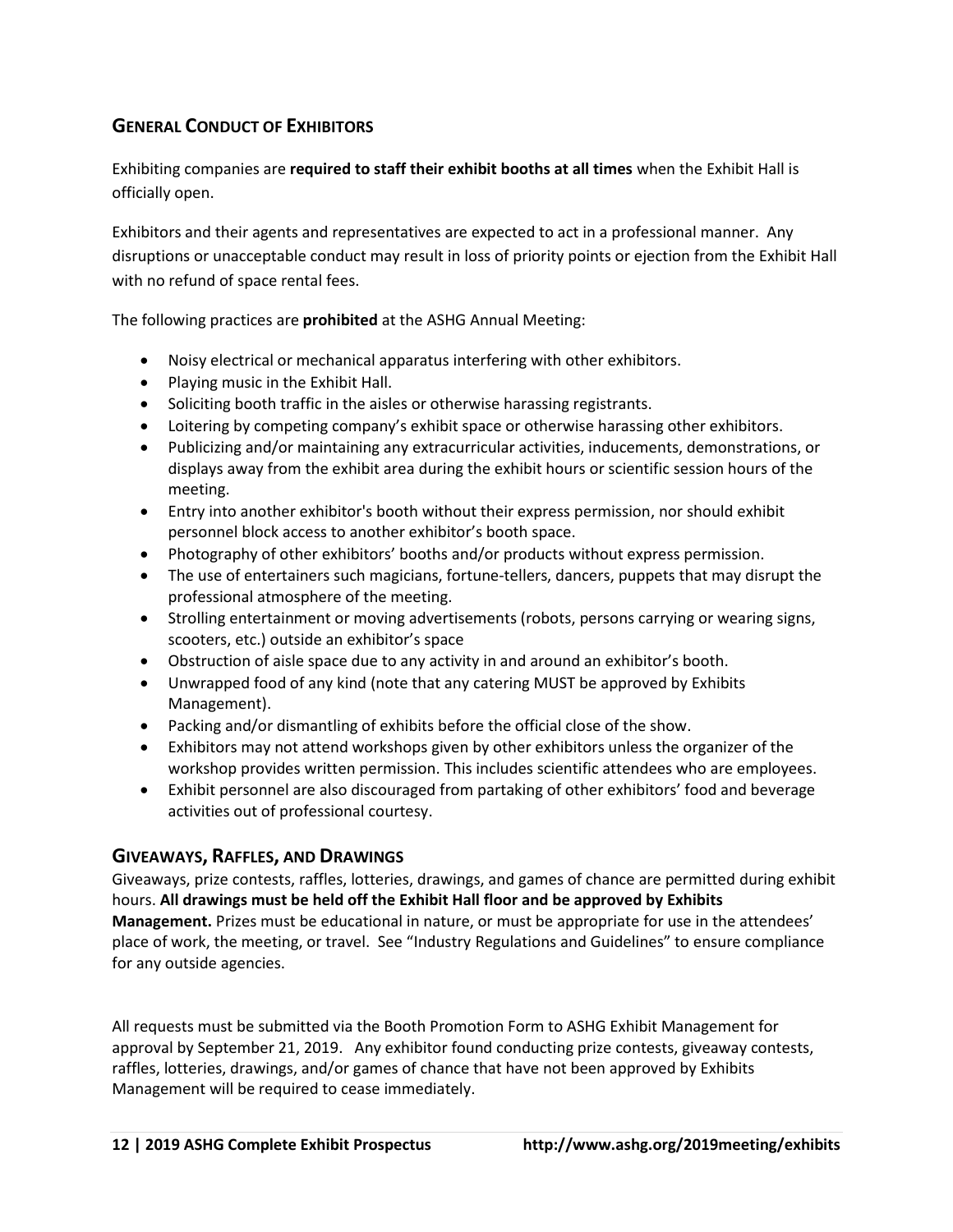## General Conduct of Exhibitors

Exhibiting companies are **required to staff their exhibit booths at all times** when the Exhibit Hall is officially open.

Exhibitors and their agents and representatives are expected to act in a professional manner. Any disruptions or unacceptable conduct may result in loss of priority points or ejection from the Exhibit Hall with no refund of space rental fees.

The following practices are **prohibited** at the ASHG Annual Meeting:

- Noisy electrical or mechanical apparatus interfering with other exhibitors.
- Playing music in the Exhibit Hall.
- Soliciting booth traffic in the aisles or otherwise harassing registrants.
- Loitering by competing company's exhibit space or otherwise harassing other exhibitors.
- Publicizing and/or maintaining any extracurricular activities, inducements, demonstrations, or displays away from the exhibit area during the exhibit hours or scientific session hours of the meeting.
- Entry into another exhibitor's booth without their express permission, nor should exhibit personnel block access to another exhibitor's booth space.
- Photography of other exhibitors' booths and/or products without express permission.
- The use of entertainers such magicians, fortune-tellers, dancers, puppets that may disrupt the professional atmosphere of the meeting.
- Strolling entertainment or moving advertisements (robots, persons carrying or wearing signs, scooters, etc.) outside an exhibitor's space
- Obstruction of aisle space due to any activity in and around an exhibitor's booth.
- Unwrapped food of any kind (note that any catering MUST be approved by Exhibits Management).
- Packing and/or dismantling of exhibits before the official close of the show.
- Exhibitors may not attend workshops given by other exhibitors unless the organizer of the workshop provides written permission. This includes scientific attendees who are employees.
- Exhibit personnel are also discouraged from partaking of other exhibitors' food and beverage activities out of professional courtesy.

## Giveaways, Raffles, and Drawings

Giveaways, prize contests, raffles, lotteries, drawings, and games of chance are permitted during exhibit hours. **All drawings must be held off the Exhibit Hall floor and be approved by Exhibits Management.** Prizes must be educational in nature, or must be appropriate for use in the attendees' place of work, the meeting, or travel. See "Industry Regulations and Guidelines" to ensure compliance for any outside agencies.

All requests must be submitted via the Booth Promotion Form to ASHG Exhibit Management for approval by September 21, 2019. Any exhibitor found conducting prize contests, giveaway contests, raffles, lotteries, drawings, and/or games of chance that have not been approved by Exhibits Management will be required to cease immediately.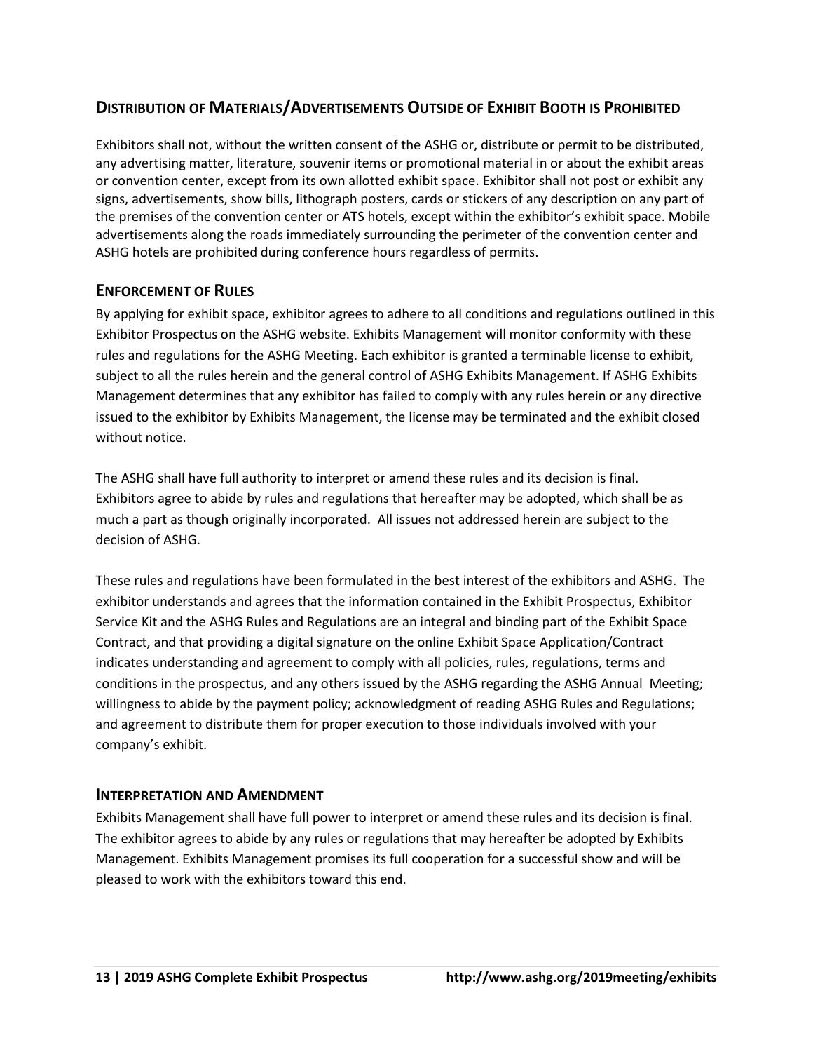## DISTRIBUTION OF MATERIALS/ADVERTISEMENTS OUTSIDE OF EXHIBIT BOOTH IS PROHIBITED

Exhibitors shall not, without the written consent of the ASHG or, distribute or permit to be distributed, any advertising matter, literature, souvenir items or promotional material in or about the exhibit areas or convention center, except from its own allotted exhibit space. Exhibitor shall not post or exhibit any signs, advertisements, show bills, lithograph posters, cards or stickers of any description on any part of the premises of the convention center or ATS hotels, except within the exhibitor's exhibit space. Mobile advertisements along the roads immediately surrounding the perimeter of the convention center and ASHG hotels are prohibited during conference hours regardless of permits.

## ENFORCEMENT OF RULES

By applying for exhibit space, exhibitor agrees to adhere to all conditions and regulations outlined in this Exhibitor Prospectus on the ASHG website. Exhibits Management will monitor conformity with these rules and regulations for the ASHG Meeting. Each exhibitor is granted a terminable license to exhibit, subject to all the rules herein and the general control of ASHG Exhibits Management. If ASHG Exhibits Management determines that any exhibitor has failed to comply with any rules herein or any directive issued to the exhibitor by Exhibits Management, the license may be terminated and the exhibit closed without notice.

The ASHG shall have full authority to interpret or amend these rules and its decision is final. Exhibitors agree to abide by rules and regulations that hereafter may be adopted, which shall be as much a part as though originally incorporated. All issues not addressed herein are subject to the decision of ASHG.

These rules and regulations have been formulated in the best interest of the exhibitors and ASHG. The exhibitor understands and agrees that the information contained in the Exhibit Prospectus, Exhibitor Service Kit and the ASHG Rules and Regulations are an integral and binding part of the Exhibit Space Contract, and that providing a digital signature on the online Exhibit Space Application/Contract indicates understanding and agreement to comply with all policies, rules, regulations, terms and conditions in the prospectus, and any others issued by the ASHG regarding the ASHG Annual Meeting; willingness to abide by the payment policy; acknowledgment of reading ASHG Rules and Regulations; and agreement to distribute them for proper execution to those individuals involved with your company's exhibit.

## INTERPRETATION AND AMENDMENT

Exhibits Management shall have full power to interpret or amend these rules and its decision is final. The exhibitor agrees to abide by any rules or regulations that may hereafter be adopted by Exhibits Management. Exhibits Management promises its full cooperation for a successful show and will be pleased to work with the exhibitors toward this end.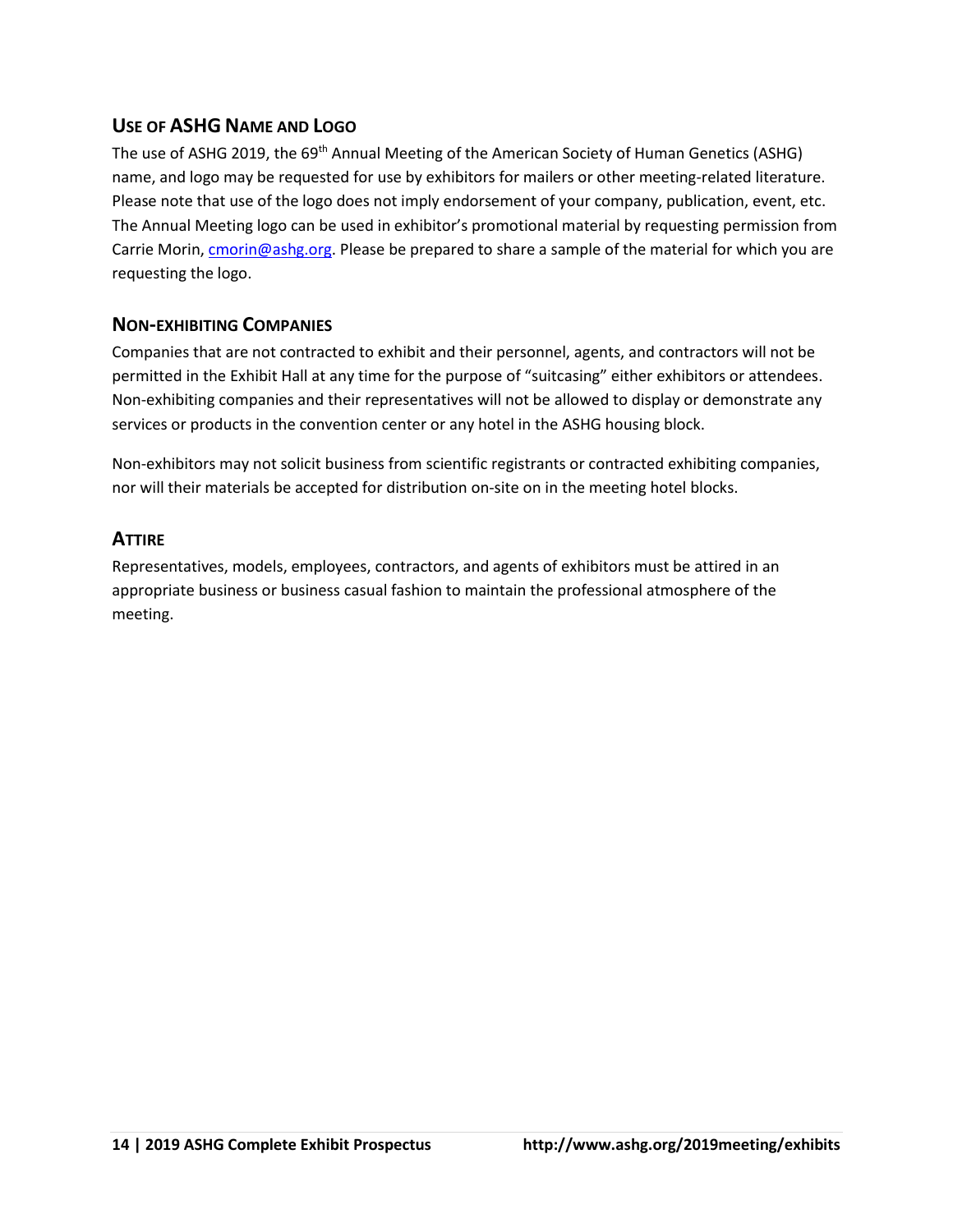## Use of ASHG Name and Logo

The use of ASHG 2019, the 69th Annual Meeting of the American Society of Human Genetics (ASHG) name, and logo may be requested for use by exhibitors for mailers or other meeting-related literature. Please note that use of the logo does not imply endorsement of your company, publication, event, etc. The Annual Meeting logo can be used in exhibitor's promotional material by requesting permission from Carrie Morin, cmorin@ashg.org. Please be prepared to share a sample of the material for which you are requesting the logo.

## Non-exhibiting Companies

Companies that are not contracted to exhibit and their personnel, agents, and contractors will not be permitted in the Exhibit Hall at any time for the purpose of "suitcasing" either exhibitors or attendees. Non-exhibiting companies and their representatives will not be allowed to display or demonstrate any services or products in the convention center or any hotel in the ASHG housing block.

Non-exhibitors may not solicit business from scientific registrants or contracted exhibiting companies, nor will their materials be accepted for distribution on-site on in the meeting hotel blocks.

## Attire

Representatives, models, employees, contractors, and agents of exhibitors must be attired in an appropriate business or business casual fashion to maintain the professional atmosphere of the meeting.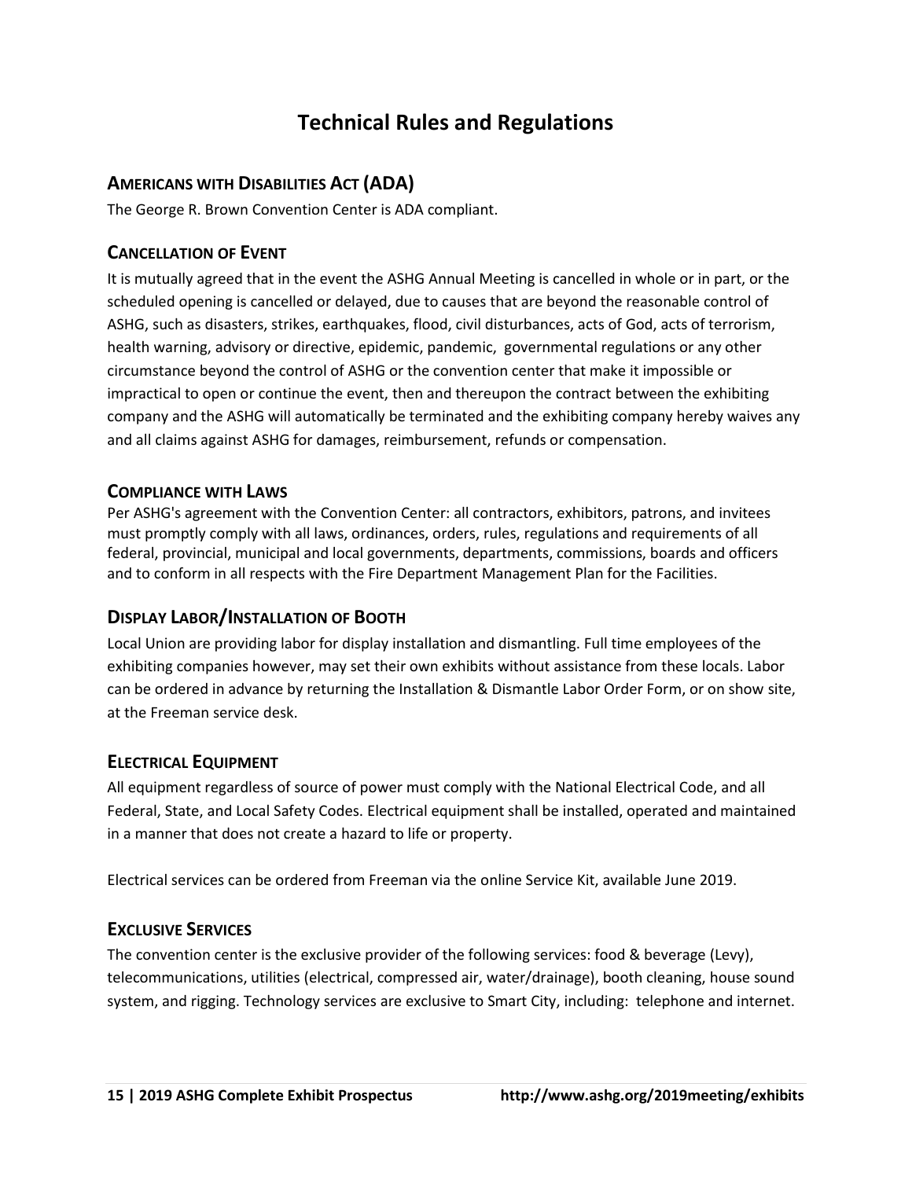# Technical Rules and Regulations

## Americans with Disabilities Act (ADA)

The George R. Brown Convention Center is ADA compliant.

## Cancellation of Event

It is mutually agreed that in the event the ASHG Annual Meeting is cancelled in whole or in part, or the scheduled opening is cancelled or delayed, due to causes that are beyond the reasonable control of ASHG, such as disasters, strikes, earthquakes, flood, civil disturbances, acts of God, acts of terrorism, health warning, advisory or directive, epidemic, pandemic, governmental regulations or any other circumstance beyond the control of ASHG or the convention center that make it impossible or impractical to open or continue the event, then and thereupon the contract between the exhibiting company and the ASHG will automatically be terminated and the exhibiting company hereby waives any and all claims against ASHG for damages, reimbursement, refunds or compensation.

## Compliance with Laws

Per ASHG's agreement with the Convention Center: all contractors, exhibitors, patrons, and invitees must promptly comply with all laws, ordinances, orders, rules, regulations and requirements of all federal, provincial, municipal and local governments, departments, commissions, boards and officers and to conform in all respects with the Fire Department Management Plan for the Facilities.

## Display Labor/Installation of Booth

Local Union are providing labor for display installation and dismantling. Full time employees of the exhibiting companies however, may set their own exhibits without assistance from these locals. Labor can be ordered in advance by returning the Installation & Dismantle Labor Order Form, or on show site, at the Freeman service desk.

## Electrical Equipment

All equipment regardless of source of power must comply with the National Electrical Code, and all Federal, State, and Local Safety Codes. Electrical equipment shall be installed, operated and maintained in a manner that does not create a hazard to life or property.

Electrical services can be ordered from Freeman via the online Service Kit, available June 2019.

## Exclusive Services

The convention center is the exclusive provider of the following services: food & beverage (Levy), telecommunications, utilities (electrical, compressed air, water/drainage), booth cleaning, house sound system, and rigging. Technology services are exclusive to Smart City, including: telephone and internet.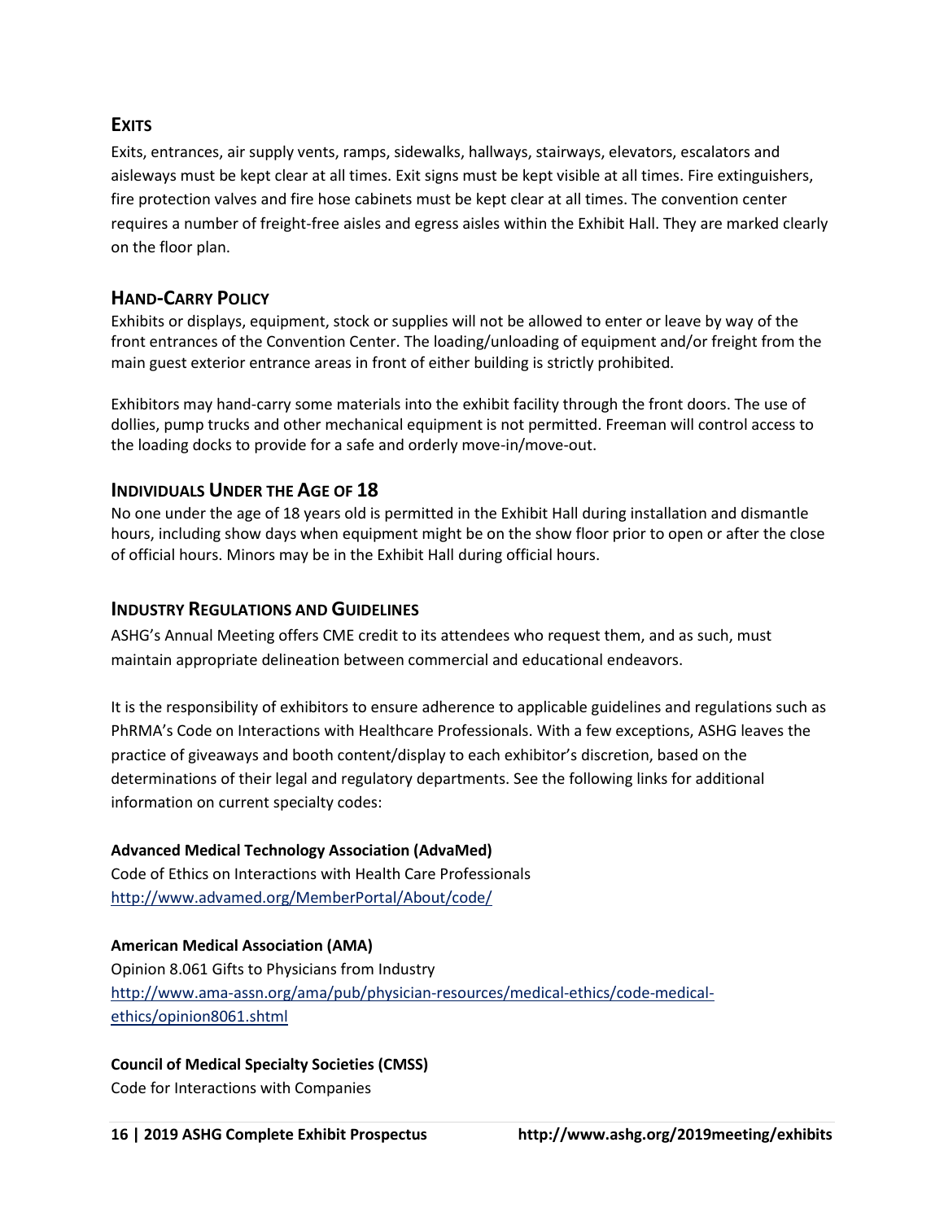## Exits

Exits, entrances, air supply vents, ramps, sidewalks, hallways, stairways, elevators, escalators and aisleways must be kept clear at all times. Exit signs must be kept visible at all times. Fire extinguishers, fire protection valves and fire hose cabinets must be kept clear at all times. The convention center requires a number of freight-free aisles and egress aisles within the Exhibit Hall. They are marked clearly on the floor plan.

## Hand-Carry Policy

Exhibits or displays, equipment, stock or supplies will not be allowed to enter or leave by way of the front entrances of the Convention Center. The loading/unloading of equipment and/or freight from the main guest exterior entrance areas in front of either building is strictly prohibited.

Exhibitors may hand-carry some materials into the exhibit facility through the front doors. The use of dollies, pump trucks and other mechanical equipment is not permitted. Freeman will control access to the loading docks to provide for a safe and orderly move-in/move-out.

## Individuals Under the Age of 18

No one under the age of 18 years old is permitted in the Exhibit Hall during installation and dismantle hours, including show days when equipment might be on the show floor prior to open or after the close of official hours. Minors may be in the Exhibit Hall during official hours.

## Industry Regulations and Guidelines

ASHG's Annual Meeting offers CME credit to its attendees who request them, and as such, must maintain appropriate delineation between commercial and educational endeavors.

It is the responsibility of exhibitors to ensure adherence to applicable guidelines and regulations such as PhRMA's Code on Interactions with Healthcare Professionals. With a few exceptions, ASHG leaves the practice of giveaways and booth content/display to each exhibitor's discretion, based on the determinations of their legal and regulatory departments. See the following links for additional information on current specialty codes:

**Advanced Medical Technology Association (AdvaMed)**
Code of Ethics on Interactions with Health Care Professionals
http://www.advamed.org/MemberPortal/About/code/

**American Medical Association (AMA)**
Opinion 8.061 Gifts to Physicians from Industry
http://www.ama-assn.org/ama/pub/physician-resources/medical-ethics/code-medical-ethics/opinion8061.shtml

**Council of Medical Specialty Societies (CMSS)**
Code for Interactions with Companies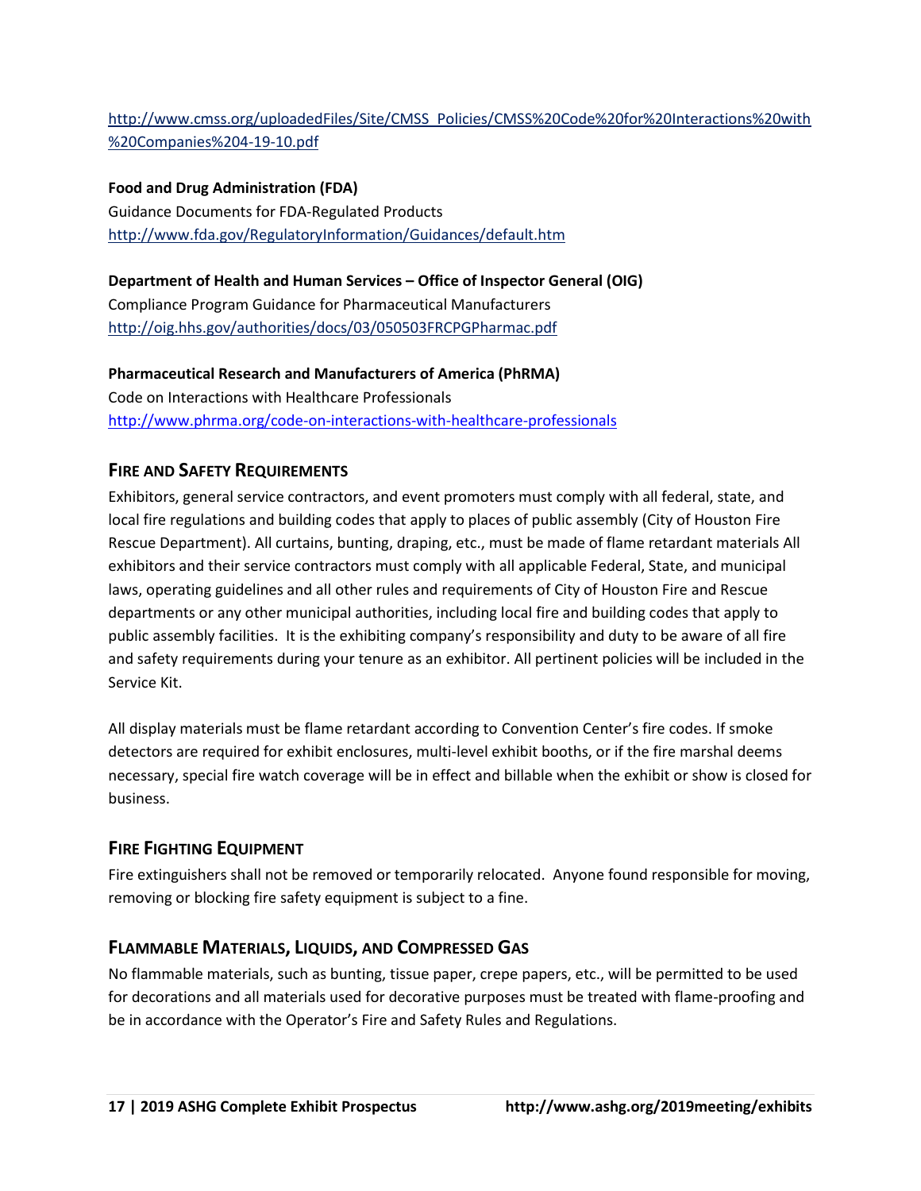http://www.cmss.org/uploadedFiles/Site/CMSS_Policies/CMSS%20Code%20for%20Interactions%20with%20Companies%204-19-10.pdf

**Food and Drug Administration (FDA)**
Guidance Documents for FDA-Regulated Products
http://www.fda.gov/RegulatoryInformation/Guidances/default.htm

**Department of Health and Human Services – Office of Inspector General (OIG)**
Compliance Program Guidance for Pharmaceutical Manufacturers
http://oig.hhs.gov/authorities/docs/03/050503FRCPGPharmac.pdf

**Pharmaceutical Research and Manufacturers of America (PhRMA)**
Code on Interactions with Healthcare Professionals
http://www.phrma.org/code-on-interactions-with-healthcare-professionals

## Fire and Safety Requirements

Exhibitors, general service contractors, and event promoters must comply with all federal, state, and local fire regulations and building codes that apply to places of public assembly (City of Houston Fire Rescue Department). All curtains, bunting, draping, etc., must be made of flame retardant materials All exhibitors and their service contractors must comply with all applicable Federal, State, and municipal laws, operating guidelines and all other rules and requirements of City of Houston Fire and Rescue departments or any other municipal authorities, including local fire and building codes that apply to public assembly facilities. It is the exhibiting company's responsibility and duty to be aware of all fire and safety requirements during your tenure as an exhibitor. All pertinent policies will be included in the Service Kit.

All display materials must be flame retardant according to Convention Center's fire codes. If smoke detectors are required for exhibit enclosures, multi-level exhibit booths, or if the fire marshal deems necessary, special fire watch coverage will be in effect and billable when the exhibit or show is closed for business.

## Fire Fighting Equipment

Fire extinguishers shall not be removed or temporarily relocated. Anyone found responsible for moving, removing or blocking fire safety equipment is subject to a fine.

## Flammable Materials, Liquids, and Compressed Gas

No flammable materials, such as bunting, tissue paper, crepe papers, etc., will be permitted to be used for decorations and all materials used for decorative purposes must be treated with flame-proofing and be in accordance with the Operator's Fire and Safety Rules and Regulations.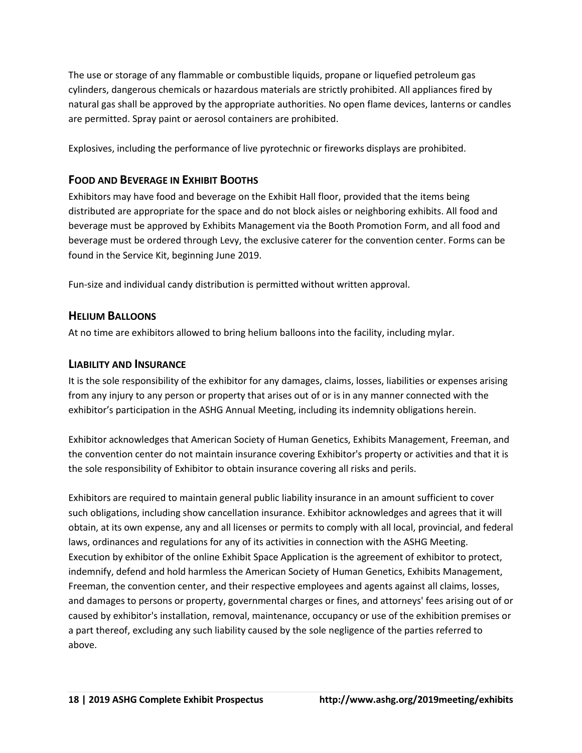The use or storage of any flammable or combustible liquids, propane or liquefied petroleum gas cylinders, dangerous chemicals or hazardous materials are strictly prohibited. All appliances fired by natural gas shall be approved by the appropriate authorities. No open flame devices, lanterns or candles are permitted. Spray paint or aerosol containers are prohibited.

Explosives, including the performance of live pyrotechnic or fireworks displays are prohibited.

## Food and Beverage in Exhibit Booths

Exhibitors may have food and beverage on the Exhibit Hall floor, provided that the items being distributed are appropriate for the space and do not block aisles or neighboring exhibits. All food and beverage must be approved by Exhibits Management via the Booth Promotion Form, and all food and beverage must be ordered through Levy, the exclusive caterer for the convention center. Forms can be found in the Service Kit, beginning June 2019.

Fun-size and individual candy distribution is permitted without written approval.

## Helium Balloons

At no time are exhibitors allowed to bring helium balloons into the facility, including mylar.

## Liability and Insurance

It is the sole responsibility of the exhibitor for any damages, claims, losses, liabilities or expenses arising from any injury to any person or property that arises out of or is in any manner connected with the exhibitor's participation in the ASHG Annual Meeting, including its indemnity obligations herein.

Exhibitor acknowledges that American Society of Human Genetics, Exhibits Management, Freeman, and the convention center do not maintain insurance covering Exhibitor's property or activities and that it is the sole responsibility of Exhibitor to obtain insurance covering all risks and perils.

Exhibitors are required to maintain general public liability insurance in an amount sufficient to cover such obligations, including show cancellation insurance. Exhibitor acknowledges and agrees that it will obtain, at its own expense, any and all licenses or permits to comply with all local, provincial, and federal laws, ordinances and regulations for any of its activities in connection with the ASHG Meeting. Execution by exhibitor of the online Exhibit Space Application is the agreement of exhibitor to protect, indemnify, defend and hold harmless the American Society of Human Genetics, Exhibits Management, Freeman, the convention center, and their respective employees and agents against all claims, losses, and damages to persons or property, governmental charges or fines, and attorneys' fees arising out of or caused by exhibitor's installation, removal, maintenance, occupancy or use of the exhibition premises or a part thereof, excluding any such liability caused by the sole negligence of the parties referred to above.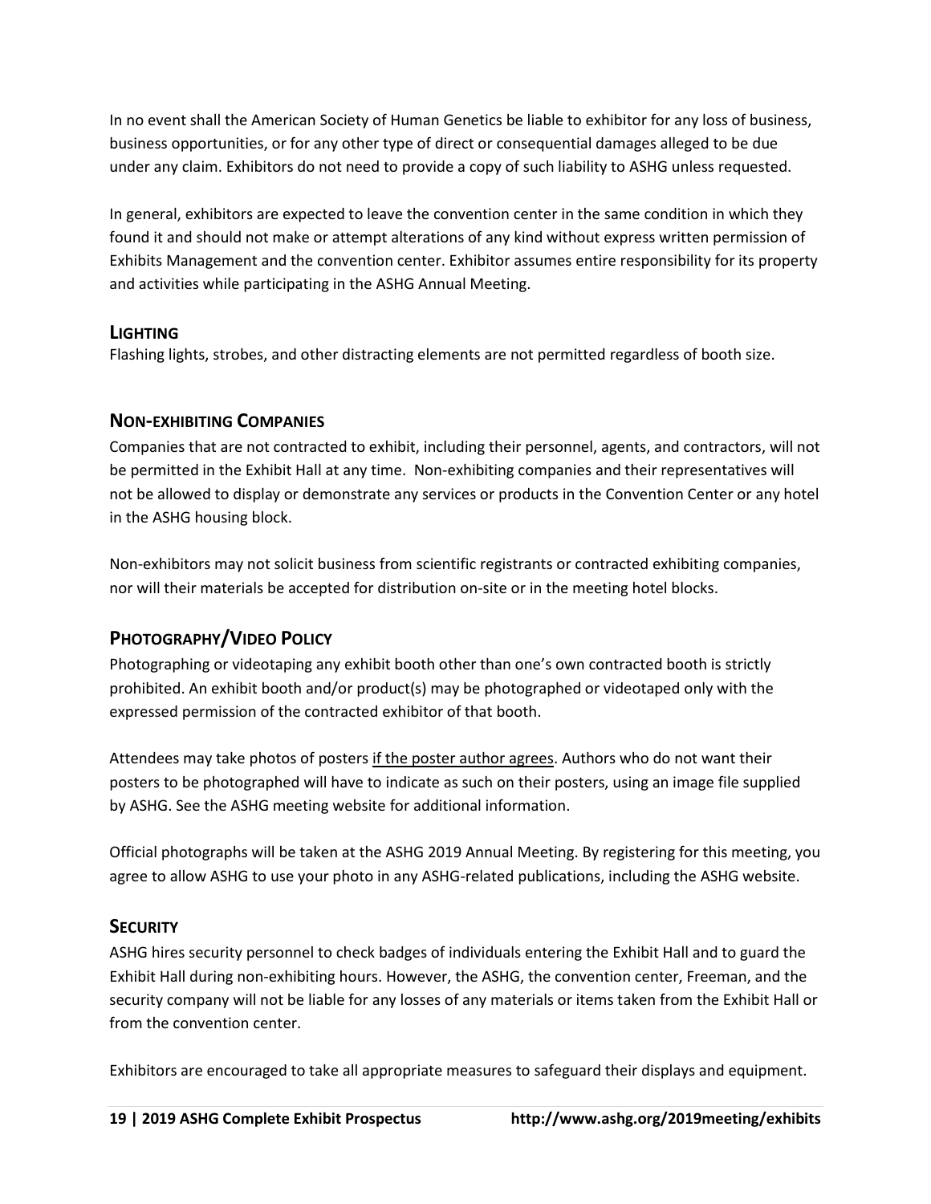In no event shall the American Society of Human Genetics be liable to exhibitor for any loss of business, business opportunities, or for any other type of direct or consequential damages alleged to be due under any claim. Exhibitors do not need to provide a copy of such liability to ASHG unless requested.

In general, exhibitors are expected to leave the convention center in the same condition in which they found it and should not make or attempt alterations of any kind without express written permission of Exhibits Management and the convention center. Exhibitor assumes entire responsibility for its property and activities while participating in the ASHG Annual Meeting.

## Lighting

Flashing lights, strobes, and other distracting elements are not permitted regardless of booth size.

## Non-exhibiting Companies

Companies that are not contracted to exhibit, including their personnel, agents, and contractors, will not be permitted in the Exhibit Hall at any time. Non-exhibiting companies and their representatives will not be allowed to display or demonstrate any services or products in the Convention Center or any hotel in the ASHG housing block.

Non-exhibitors may not solicit business from scientific registrants or contracted exhibiting companies, nor will their materials be accepted for distribution on-site or in the meeting hotel blocks.

## Photography/Video Policy

Photographing or videotaping any exhibit booth other than one's own contracted booth is strictly prohibited. An exhibit booth and/or product(s) may be photographed or videotaped only with the expressed permission of the contracted exhibitor of that booth.

Attendees may take photos of posters if the poster author agrees. Authors who do not want their posters to be photographed will have to indicate as such on their posters, using an image file supplied by ASHG. See the ASHG meeting website for additional information.

Official photographs will be taken at the ASHG 2019 Annual Meeting. By registering for this meeting, you agree to allow ASHG to use your photo in any ASHG-related publications, including the ASHG website.

## Security

ASHG hires security personnel to check badges of individuals entering the Exhibit Hall and to guard the Exhibit Hall during non-exhibiting hours. However, the ASHG, the convention center, Freeman, and the security company will not be liable for any losses of any materials or items taken from the Exhibit Hall or from the convention center.

Exhibitors are encouraged to take all appropriate measures to safeguard their displays and equipment.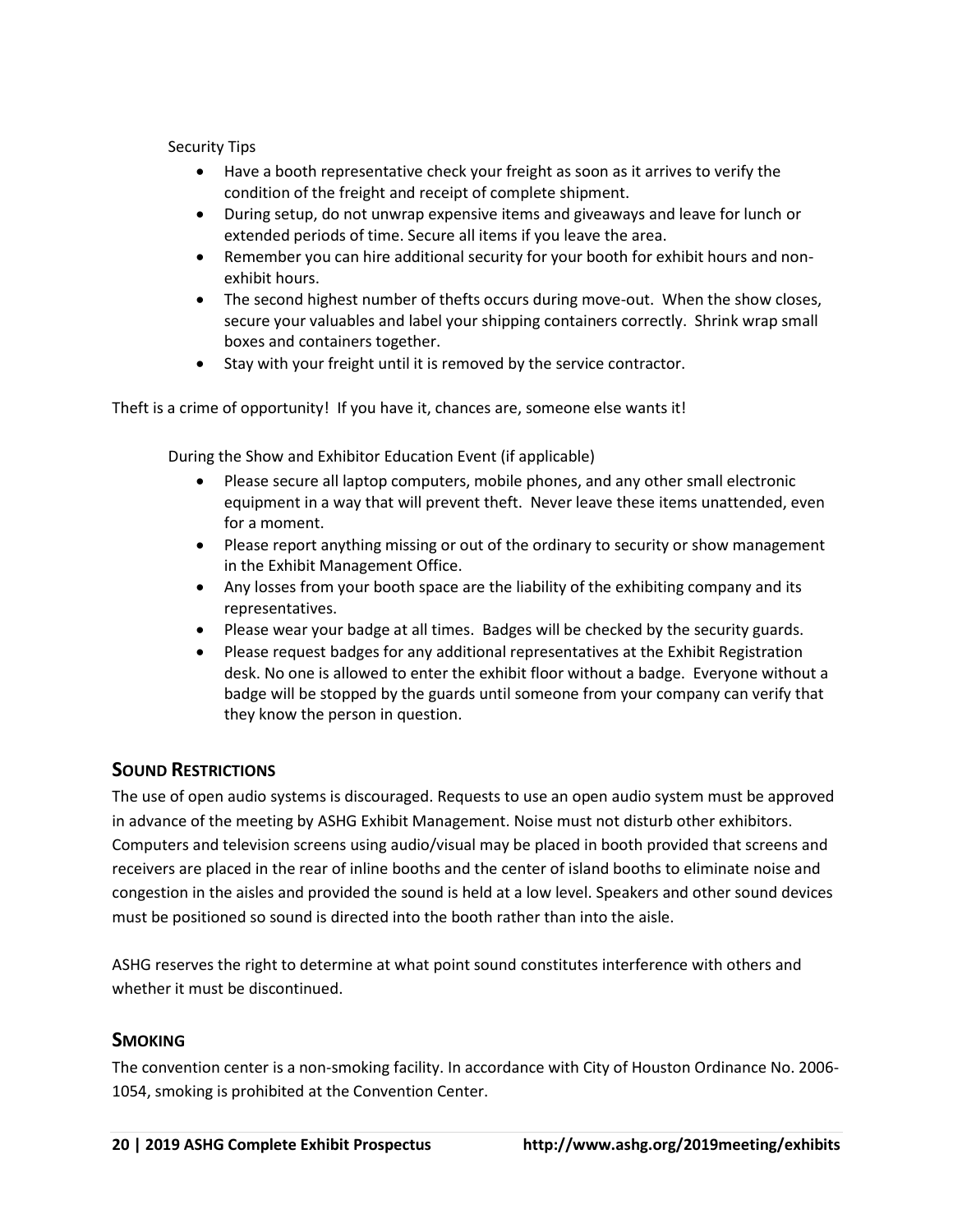Security Tips

- Have a booth representative check your freight as soon as it arrives to verify the condition of the freight and receipt of complete shipment.
- During setup, do not unwrap expensive items and giveaways and leave for lunch or extended periods of time. Secure all items if you leave the area.
- Remember you can hire additional security for your booth for exhibit hours and non-exhibit hours.
- The second highest number of thefts occurs during move-out. When the show closes, secure your valuables and label your shipping containers correctly. Shrink wrap small boxes and containers together.
- Stay with your freight until it is removed by the service contractor.

Theft is a crime of opportunity! If you have it, chances are, someone else wants it!

During the Show and Exhibitor Education Event (if applicable)

- Please secure all laptop computers, mobile phones, and any other small electronic equipment in a way that will prevent theft. Never leave these items unattended, even for a moment.
- Please report anything missing or out of the ordinary to security or show management in the Exhibit Management Office.
- Any losses from your booth space are the liability of the exhibiting company and its representatives.
- Please wear your badge at all times. Badges will be checked by the security guards.
- Please request badges for any additional representatives at the Exhibit Registration desk. No one is allowed to enter the exhibit floor without a badge. Everyone without a badge will be stopped by the guards until someone from your company can verify that they know the person in question.

## Sound Restrictions

The use of open audio systems is discouraged. Requests to use an open audio system must be approved in advance of the meeting by ASHG Exhibit Management. Noise must not disturb other exhibitors. Computers and television screens using audio/visual may be placed in booth provided that screens and receivers are placed in the rear of inline booths and the center of island booths to eliminate noise and congestion in the aisles and provided the sound is held at a low level. Speakers and other sound devices must be positioned so sound is directed into the booth rather than into the aisle.

ASHG reserves the right to determine at what point sound constitutes interference with others and whether it must be discontinued.

## Smoking

The convention center is a non-smoking facility. In accordance with City of Houston Ordinance No. 2006-1054, smoking is prohibited at the Convention Center.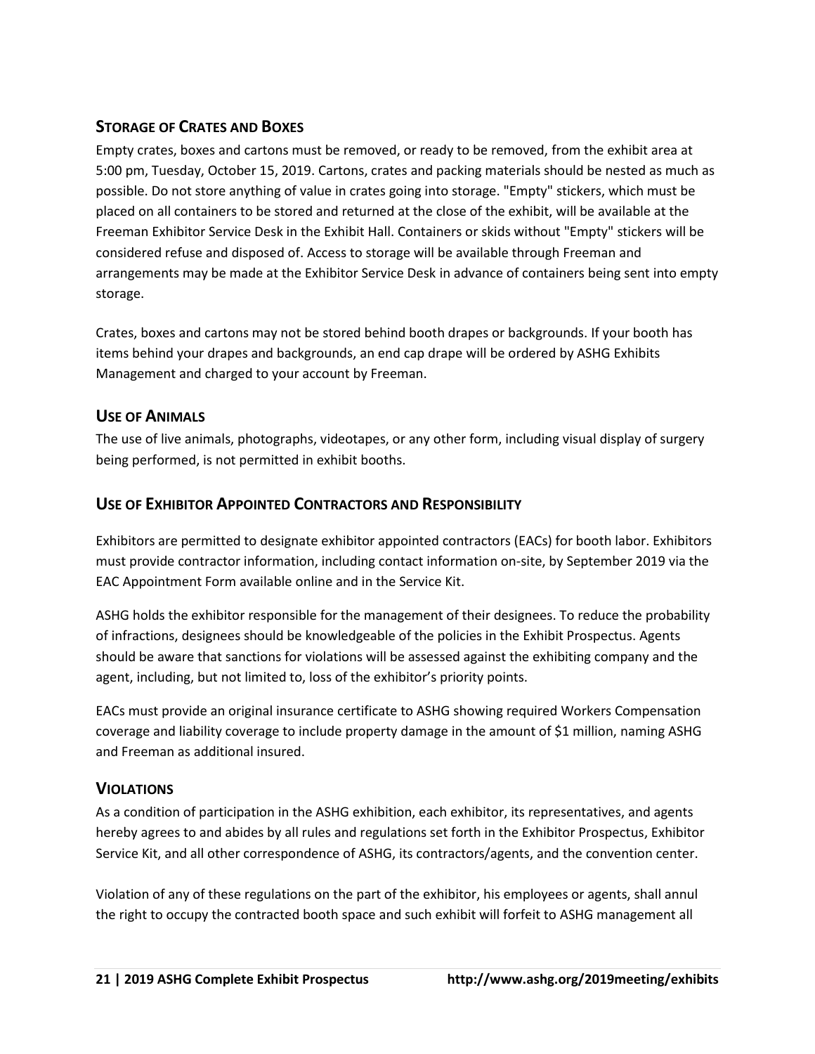## Storage of Crates and Boxes

Empty crates, boxes and cartons must be removed, or ready to be removed, from the exhibit area at 5:00 pm, Tuesday, October 15, 2019. Cartons, crates and packing materials should be nested as much as possible. Do not store anything of value in crates going into storage. "Empty" stickers, which must be placed on all containers to be stored and returned at the close of the exhibit, will be available at the Freeman Exhibitor Service Desk in the Exhibit Hall. Containers or skids without "Empty" stickers will be considered refuse and disposed of. Access to storage will be available through Freeman and arrangements may be made at the Exhibitor Service Desk in advance of containers being sent into empty storage.

Crates, boxes and cartons may not be stored behind booth drapes or backgrounds. If your booth has items behind your drapes and backgrounds, an end cap drape will be ordered by ASHG Exhibits Management and charged to your account by Freeman.

## Use of Animals

The use of live animals, photographs, videotapes, or any other form, including visual display of surgery being performed, is not permitted in exhibit booths.

## Use of Exhibitor Appointed Contractors and Responsibility

Exhibitors are permitted to designate exhibitor appointed contractors (EACs) for booth labor. Exhibitors must provide contractor information, including contact information on-site, by September 2019 via the EAC Appointment Form available online and in the Service Kit.

ASHG holds the exhibitor responsible for the management of their designees. To reduce the probability of infractions, designees should be knowledgeable of the policies in the Exhibit Prospectus. Agents should be aware that sanctions for violations will be assessed against the exhibiting company and the agent, including, but not limited to, loss of the exhibitor's priority points.

EACs must provide an original insurance certificate to ASHG showing required Workers Compensation coverage and liability coverage to include property damage in the amount of $1 million, naming ASHG and Freeman as additional insured.

## Violations

As a condition of participation in the ASHG exhibition, each exhibitor, its representatives, and agents hereby agrees to and abides by all rules and regulations set forth in the Exhibitor Prospectus, Exhibitor Service Kit, and all other correspondence of ASHG, its contractors/agents, and the convention center.

Violation of any of these regulations on the part of the exhibitor, his employees or agents, shall annul the right to occupy the contracted booth space and such exhibit will forfeit to ASHG management all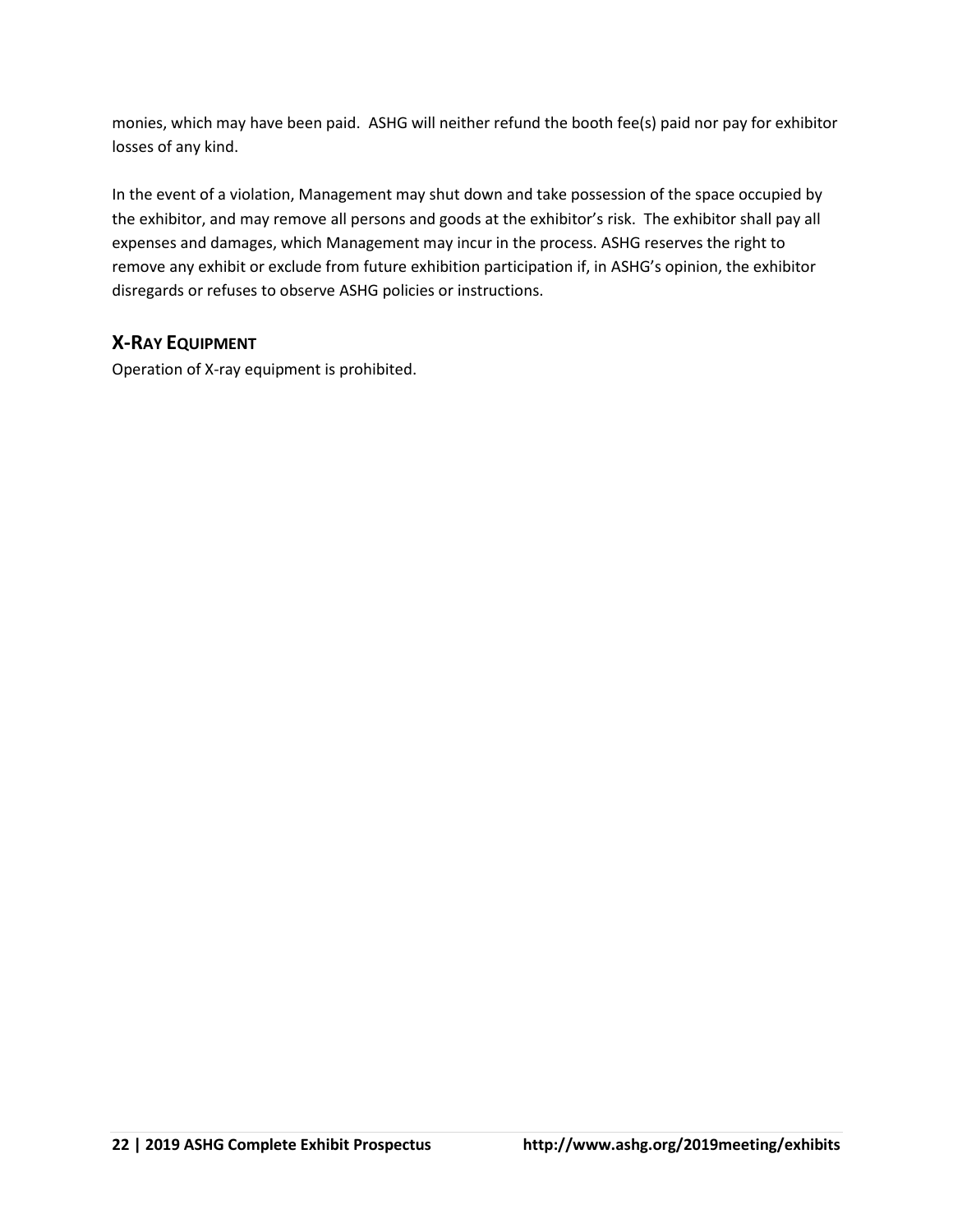monies, which may have been paid. ASHG will neither refund the booth fee(s) paid nor pay for exhibitor losses of any kind.

In the event of a violation, Management may shut down and take possession of the space occupied by the exhibitor, and may remove all persons and goods at the exhibitor's risk. The exhibitor shall pay all expenses and damages, which Management may incur in the process. ASHG reserves the right to remove any exhibit or exclude from future exhibition participation if, in ASHG's opinion, the exhibitor disregards or refuses to observe ASHG policies or instructions.

## X-RAY EQUIPMENT

Operation of X-ray equipment is prohibited.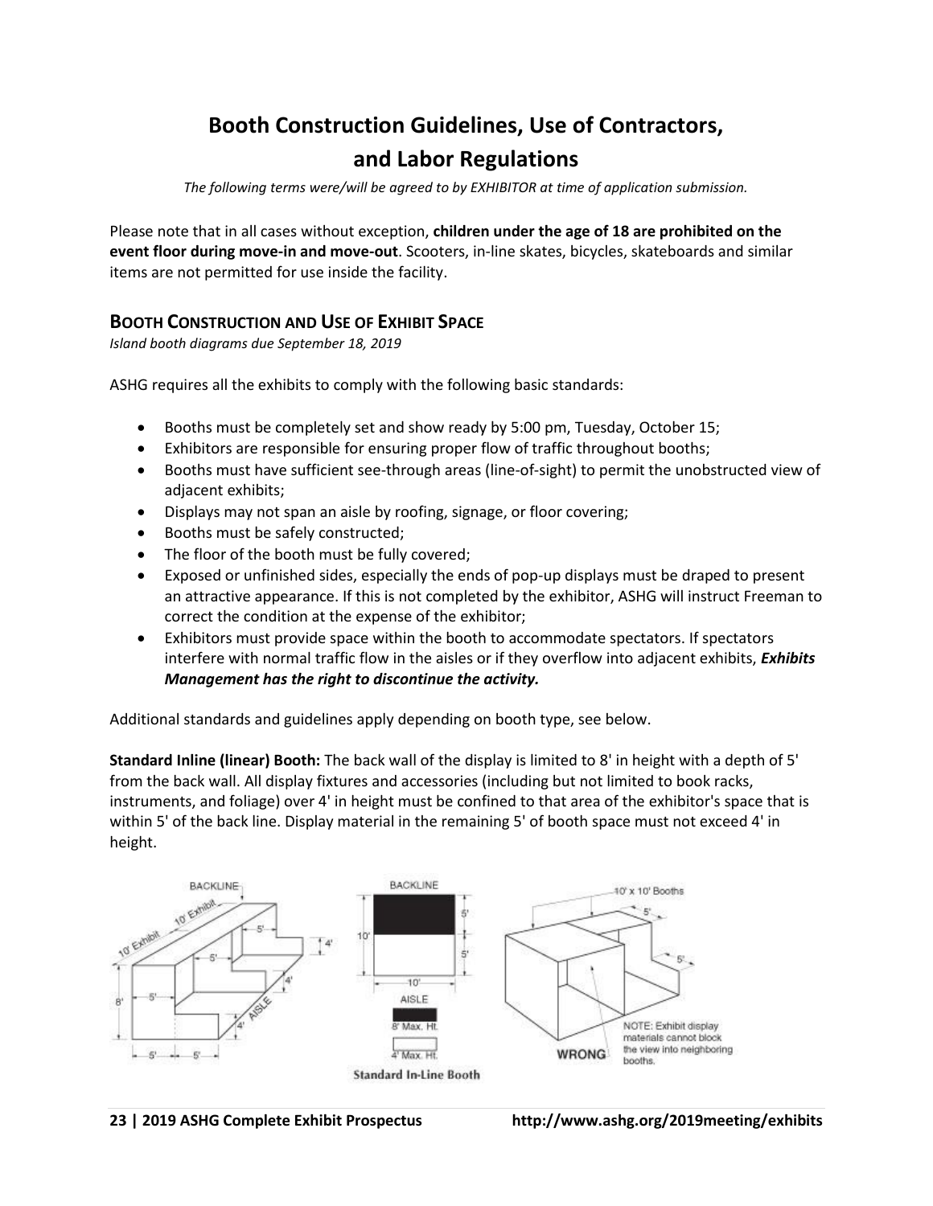# Booth Construction Guidelines, Use of Contractors, and Labor Regulations

*The following terms were/will be agreed to by EXHIBITOR at time of application submission.*

Please note that in all cases without exception, **children under the age of 18 are prohibited on the event floor during move-in and move-out**. Scooters, in-line skates, bicycles, skateboards and similar items are not permitted for use inside the facility.

## Booth Construction and Use of Exhibit Space

*Island booth diagrams due September 18, 2019*

ASHG requires all the exhibits to comply with the following basic standards:

- Booths must be completely set and show ready by 5:00 pm, Tuesday, October 15;
- Exhibitors are responsible for ensuring proper flow of traffic throughout booths;
- Booths must have sufficient see-through areas (line-of-sight) to permit the unobstructed view of adjacent exhibits;
- Displays may not span an aisle by roofing, signage, or floor covering;
- Booths must be safely constructed;
- The floor of the booth must be fully covered;
- Exposed or unfinished sides, especially the ends of pop-up displays must be draped to present an attractive appearance. If this is not completed by the exhibitor, ASHG will instruct Freeman to correct the condition at the expense of the exhibitor;
- Exhibitors must provide space within the booth to accommodate spectators. If spectators interfere with normal traffic flow in the aisles or if they overflow into adjacent exhibits, ***Exhibits Management has the right to discontinue the activity.***

Additional standards and guidelines apply depending on booth type, see below.

**Standard Inline (linear) Booth:** The back wall of the display is limited to 8' in height with a depth of 5' from the back wall. All display fixtures and accessories (including but not limited to book racks, instruments, and foliage) over 4' in height must be confined to that area of the exhibitor's space that is within 5' of the back line. Display material in the remaining 5' of booth space must not exceed 4' in height.

BACKLINE, 10' Exhibit, 10' Exhibit, 5', 5', 4', 8', 5', 4', 4', AISLE, 5', 5'

BACKLINE, 10', 5', 5', 10', AISLE, 8' Max. Ht., 4' Max. Ht.

10' x 10' Booths, 5', 5', WRONG, NOTE: Exhibit display materials cannot block the view into neighboring booths.

Standard In-Line Booth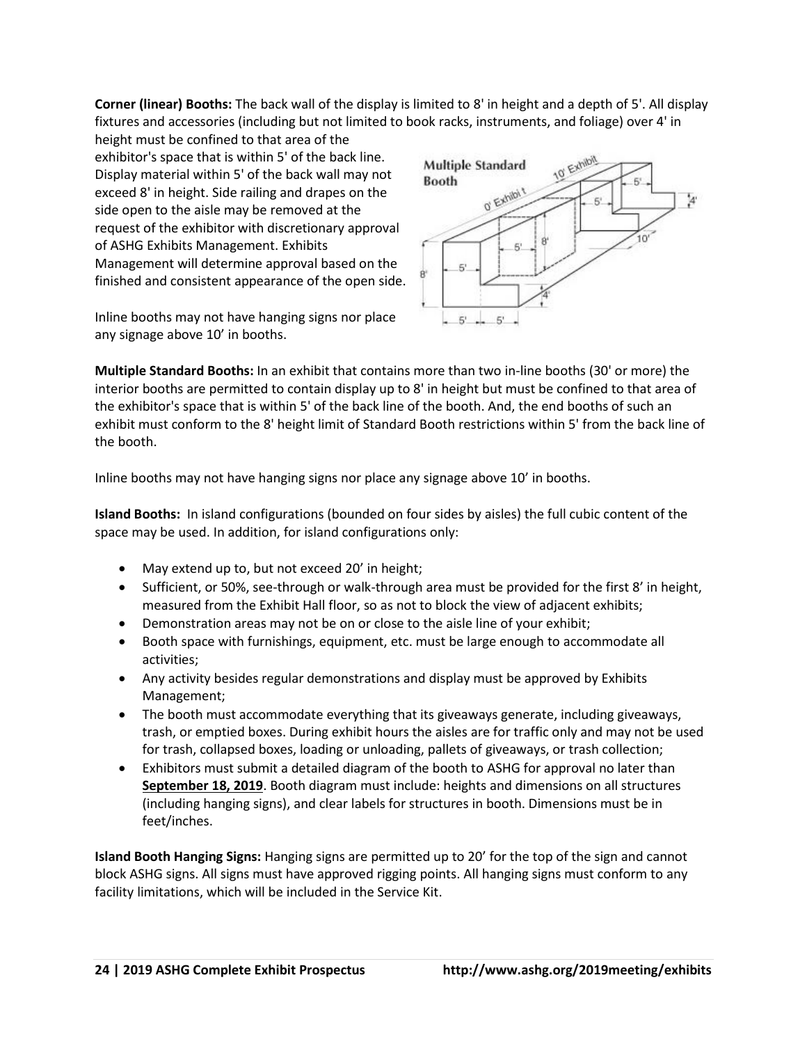**Corner (linear) Booths:** The back wall of the display is limited to 8' in height and a depth of 5'. All display fixtures and accessories (including but not limited to book racks, instruments, and foliage) over 4' in height must be confined to that area of the exhibitor's space that is within 5' of the back line. Display material within 5' of the back wall may not exceed 8' in height. Side railing and drapes on the side open to the aisle may be removed at the request of the exhibitor with discretionary approval of ASHG Exhibits Management. Exhibits Management will determine approval based on the finished and consistent appearance of the open side.

Inline booths may not have hanging signs nor place any signage above 10' in booths.

**Multiple Standard Booths:** In an exhibit that contains more than two in-line booths (30' or more) the interior booths are permitted to contain display up to 8' in height but must be confined to that area of the exhibitor's space that is within 5' of the back line of the booth. And, the end booths of such an exhibit must conform to the 8' height limit of Standard Booth restrictions within 5' from the back line of the booth.

Inline booths may not have hanging signs nor place any signage above 10' in booths.

**Island Booths:** In island configurations (bounded on four sides by aisles) the full cubic content of the space may be used. In addition, for island configurations only:

- May extend up to, but not exceed 20' in height;
- Sufficient, or 50%, see-through or walk-through area must be provided for the first 8' in height, measured from the Exhibit Hall floor, so as not to block the view of adjacent exhibits;
- Demonstration areas may not be on or close to the aisle line of your exhibit;
- Booth space with furnishings, equipment, etc. must be large enough to accommodate all activities;
- Any activity besides regular demonstrations and display must be approved by Exhibits Management;
- The booth must accommodate everything that its giveaways generate, including giveaways, trash, or emptied boxes. During exhibit hours the aisles are for traffic only and may not be used for trash, collapsed boxes, loading or unloading, pallets of giveaways, or trash collection;
- Exhibitors must submit a detailed diagram of the booth to ASHG for approval no later than **September 18, 2019**. Booth diagram must include: heights and dimensions on all structures (including hanging signs), and clear labels for structures in booth. Dimensions must be in feet/inches.

**Island Booth Hanging Signs:** Hanging signs are permitted up to 20' for the top of the sign and cannot block ASHG signs. All signs must have approved rigging points. All hanging signs must conform to any facility limitations, which will be included in the Service Kit.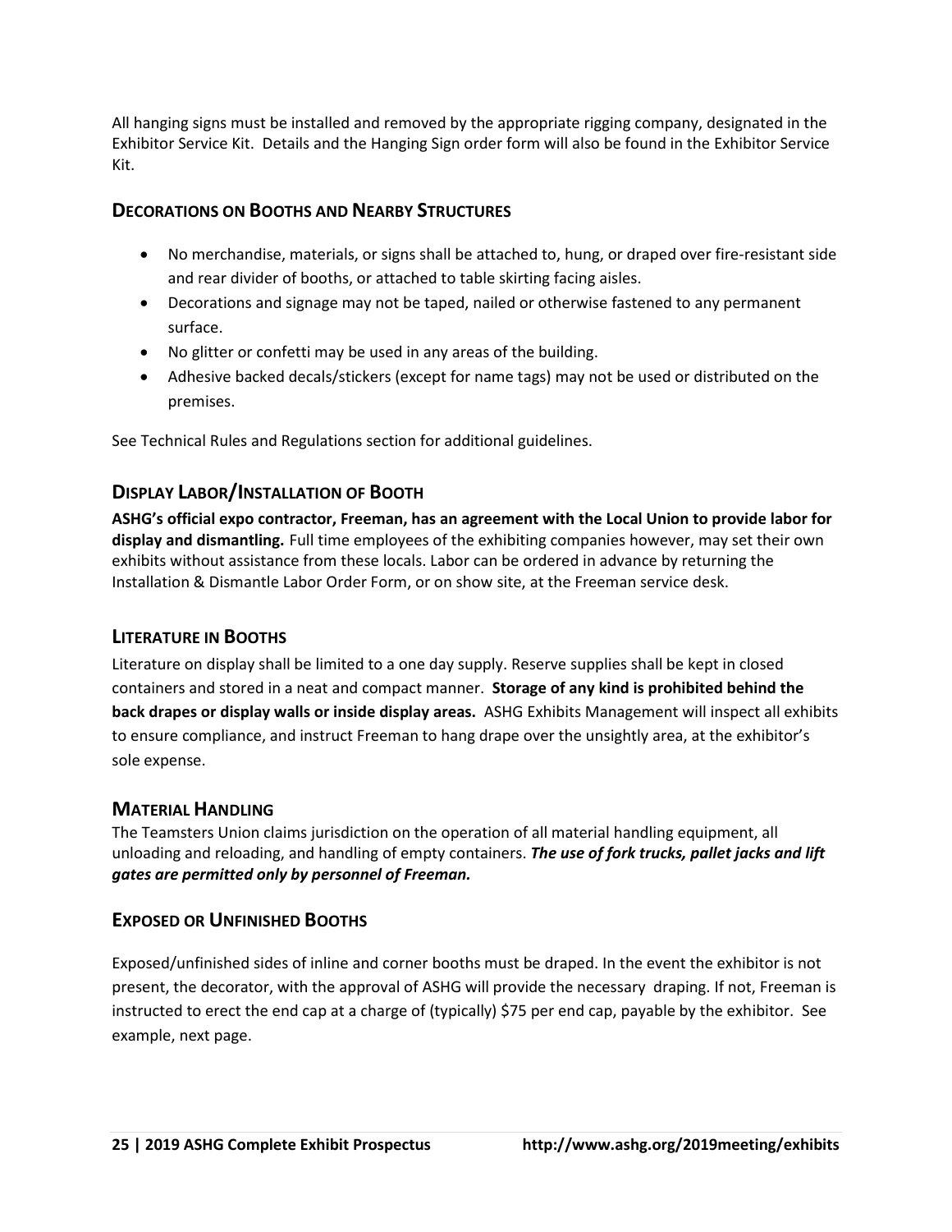All hanging signs must be installed and removed by the appropriate rigging company, designated in the Exhibitor Service Kit. Details and the Hanging Sign order form will also be found in the Exhibitor Service Kit.

## Decorations on Booths and Nearby Structures

- No merchandise, materials, or signs shall be attached to, hung, or draped over fire-resistant side and rear divider of booths, or attached to table skirting facing aisles.
- Decorations and signage may not be taped, nailed or otherwise fastened to any permanent surface.
- No glitter or confetti may be used in any areas of the building.
- Adhesive backed decals/stickers (except for name tags) may not be used or distributed on the premises.

See Technical Rules and Regulations section for additional guidelines.

## Display Labor/Installation of Booth

**ASHG's official expo contractor, Freeman, has an agreement with the Local Union to provide labor for display and dismantling.** Full time employees of the exhibiting companies however, may set their own exhibits without assistance from these locals. Labor can be ordered in advance by returning the Installation & Dismantle Labor Order Form, or on show site, at the Freeman service desk.

## Literature in Booths

Literature on display shall be limited to a one day supply. Reserve supplies shall be kept in closed containers and stored in a neat and compact manner. **Storage of any kind is prohibited behind the back drapes or display walls or inside display areas.** ASHG Exhibits Management will inspect all exhibits to ensure compliance, and instruct Freeman to hang drape over the unsightly area, at the exhibitor's sole expense.

## Material Handling

The Teamsters Union claims jurisdiction on the operation of all material handling equipment, all unloading and reloading, and handling of empty containers. ***The use of fork trucks, pallet jacks and lift gates are permitted only by personnel of Freeman.***

## Exposed or Unfinished Booths

Exposed/unfinished sides of inline and corner booths must be draped. In the event the exhibitor is not present, the decorator, with the approval of ASHG will provide the necessary draping. If not, Freeman is instructed to erect the end cap at a charge of (typically) $75 per end cap, payable by the exhibitor. See example, next page.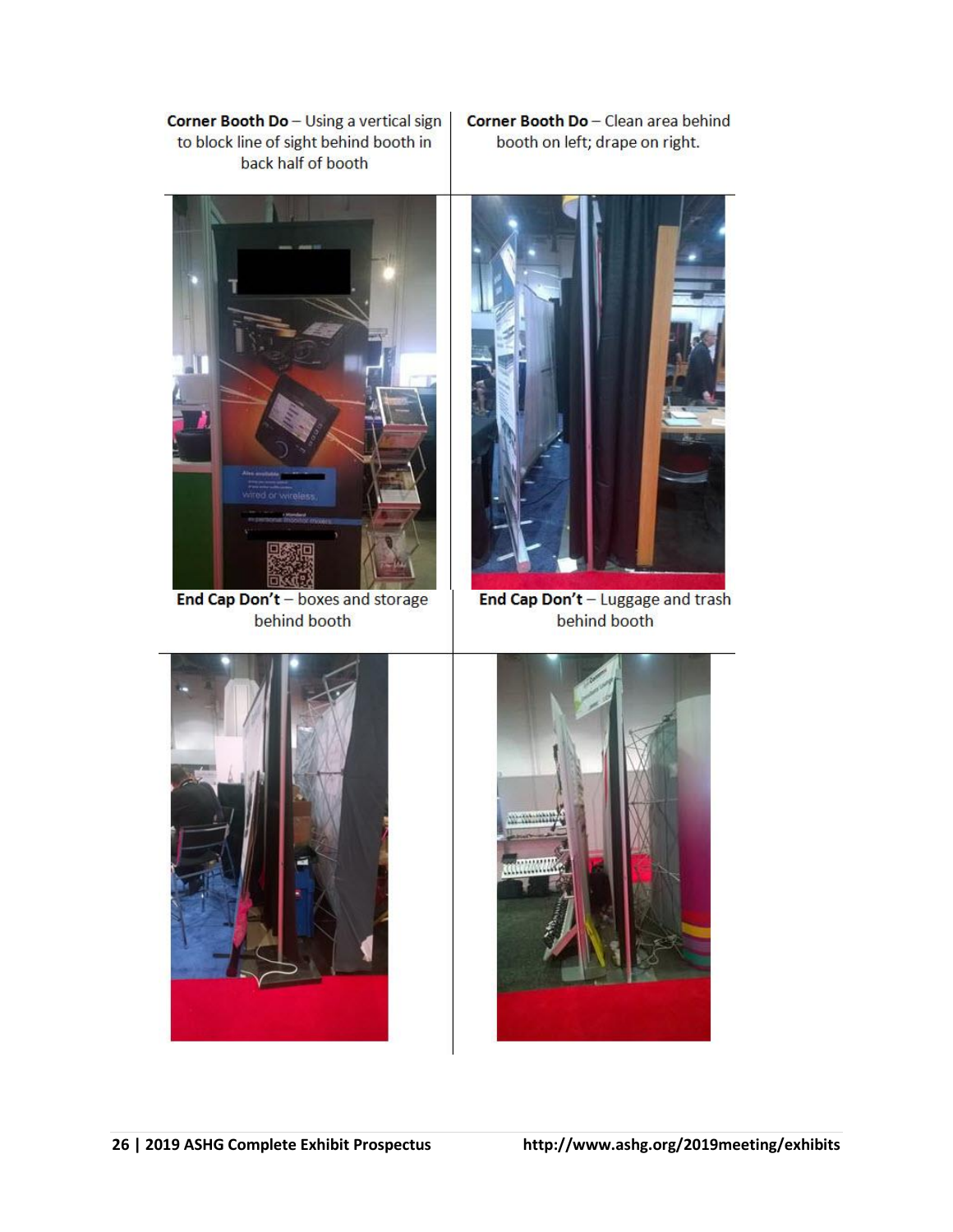**Corner Booth Do** – Using a vertical sign to block line of sight behind booth in back half of booth

**Corner Booth Do** – Clean area behind booth on left; drape on right.

**End Cap Don't** – boxes and storage behind booth

**End Cap Don't** – Luggage and trash behind booth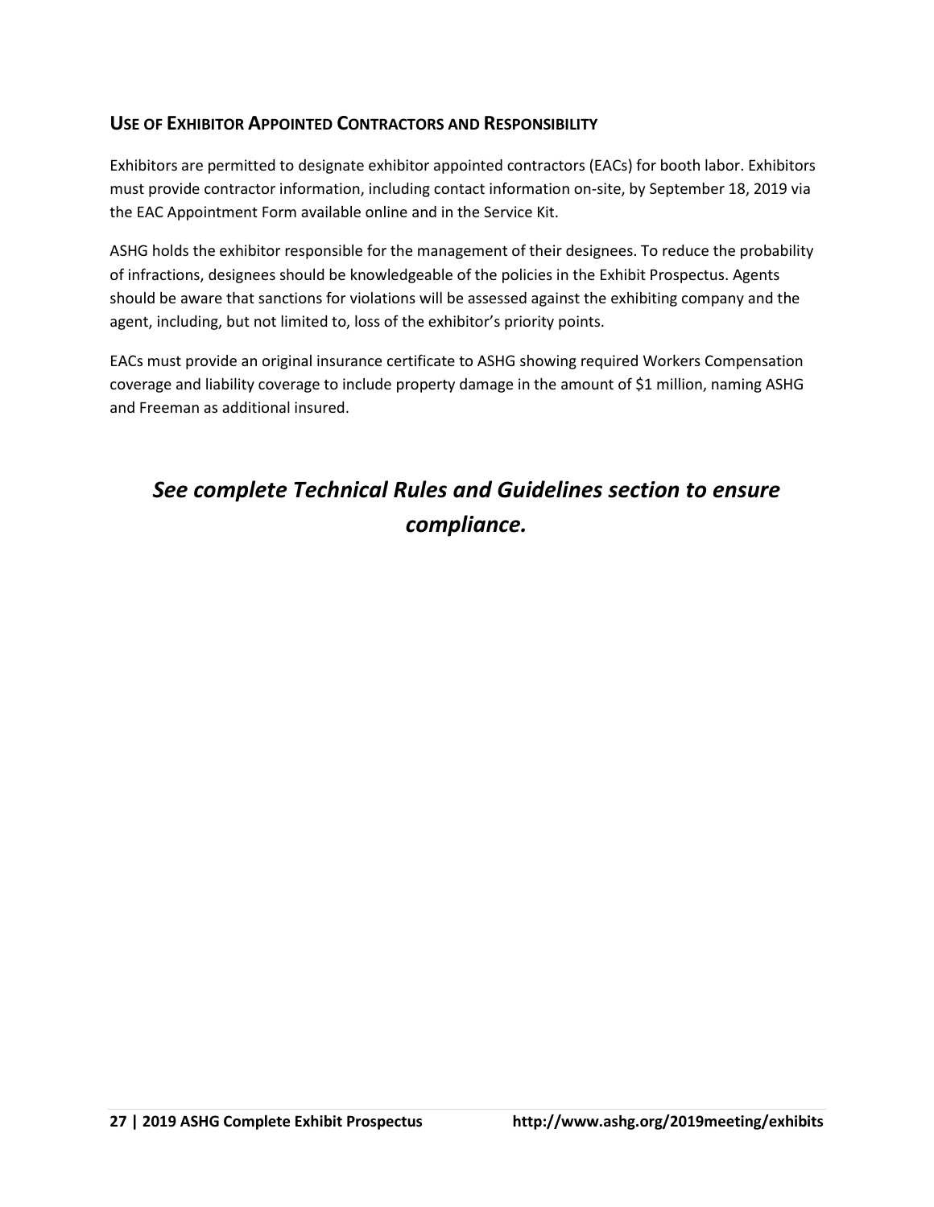## Use of Exhibitor Appointed Contractors and Responsibility

Exhibitors are permitted to designate exhibitor appointed contractors (EACs) for booth labor. Exhibitors must provide contractor information, including contact information on-site, by September 18, 2019 via the EAC Appointment Form available online and in the Service Kit.

ASHG holds the exhibitor responsible for the management of their designees. To reduce the probability of infractions, designees should be knowledgeable of the policies in the Exhibit Prospectus. Agents should be aware that sanctions for violations will be assessed against the exhibiting company and the agent, including, but not limited to, loss of the exhibitor's priority points.

EACs must provide an original insurance certificate to ASHG showing required Workers Compensation coverage and liability coverage to include property damage in the amount of $1 million, naming ASHG and Freeman as additional insured.

***See complete Technical Rules and Guidelines section to ensure compliance.***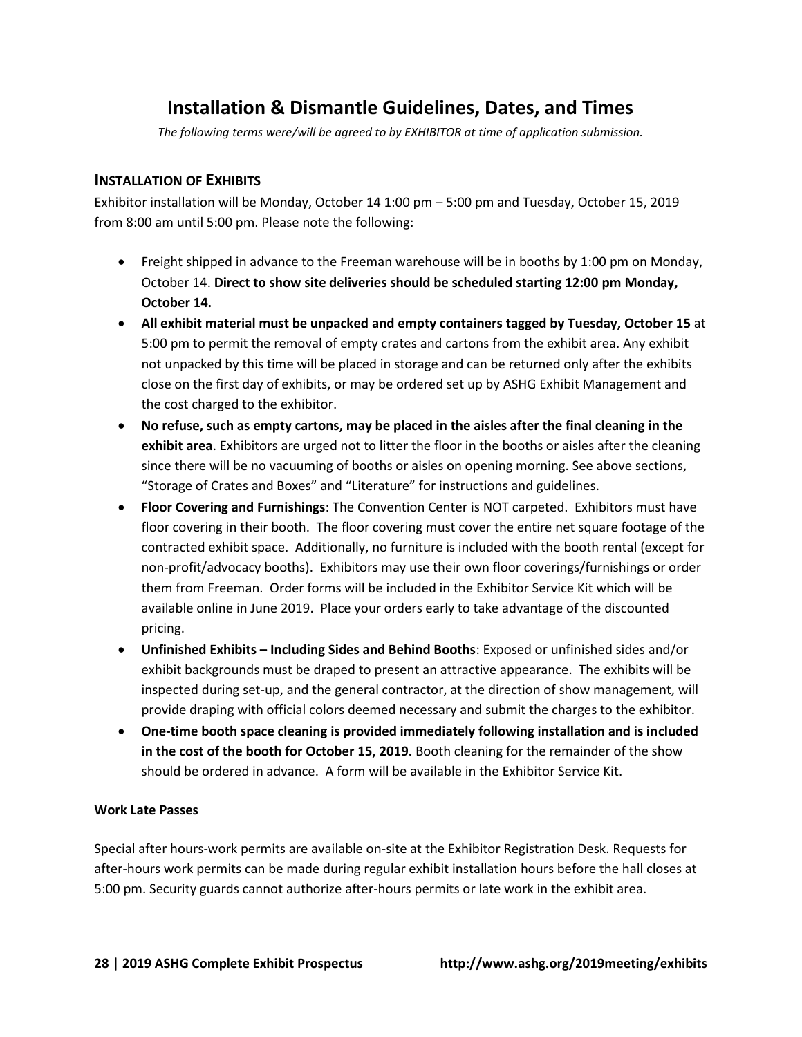# Installation & Dismantle Guidelines, Dates, and Times

*The following terms were/will be agreed to by EXHIBITOR at time of application submission.*

## INSTALLATION OF EXHIBITS

Exhibitor installation will be Monday, October 14 1:00 pm – 5:00 pm and Tuesday, October 15, 2019 from 8:00 am until 5:00 pm. Please note the following:

- Freight shipped in advance to the Freeman warehouse will be in booths by 1:00 pm on Monday, October 14. **Direct to show site deliveries should be scheduled starting 12:00 pm Monday, October 14.**
- **All exhibit material must be unpacked and empty containers tagged by Tuesday, October 15** at 5:00 pm to permit the removal of empty crates and cartons from the exhibit area. Any exhibit not unpacked by this time will be placed in storage and can be returned only after the exhibits close on the first day of exhibits, or may be ordered set up by ASHG Exhibit Management and the cost charged to the exhibitor.
- **No refuse, such as empty cartons, may be placed in the aisles after the final cleaning in the exhibit area**. Exhibitors are urged not to litter the floor in the booths or aisles after the cleaning since there will be no vacuuming of booths or aisles on opening morning. See above sections, "Storage of Crates and Boxes" and "Literature" for instructions and guidelines.
- **Floor Covering and Furnishings**: The Convention Center is NOT carpeted. Exhibitors must have floor covering in their booth. The floor covering must cover the entire net square footage of the contracted exhibit space. Additionally, no furniture is included with the booth rental (except for non-profit/advocacy booths). Exhibitors may use their own floor coverings/furnishings or order them from Freeman. Order forms will be included in the Exhibitor Service Kit which will be available online in June 2019. Place your orders early to take advantage of the discounted pricing.
- **Unfinished Exhibits – Including Sides and Behind Booths**: Exposed or unfinished sides and/or exhibit backgrounds must be draped to present an attractive appearance. The exhibits will be inspected during set-up, and the general contractor, at the direction of show management, will provide draping with official colors deemed necessary and submit the charges to the exhibitor.
- **One-time booth space cleaning is provided immediately following installation and is included in the cost of the booth for October 15, 2019.** Booth cleaning for the remainder of the show should be ordered in advance. A form will be available in the Exhibitor Service Kit.

#### Work Late Passes

Special after hours-work permits are available on-site at the Exhibitor Registration Desk. Requests for after-hours work permits can be made during regular exhibit installation hours before the hall closes at 5:00 pm. Security guards cannot authorize after-hours permits or late work in the exhibit area.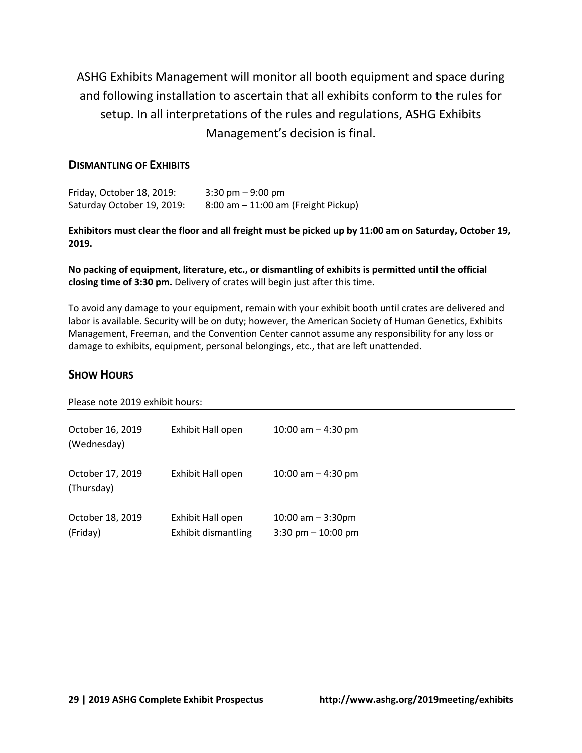ASHG Exhibits Management will monitor all booth equipment and space during and following installation to ascertain that all exhibits conform to the rules for setup. In all interpretations of the rules and regulations, ASHG Exhibits Management's decision is final.

## Dismantling of Exhibits

| | |
|---|---|
| Friday, October 18, 2019: | 3:30 pm – 9:00 pm |
| Saturday October 19, 2019: | 8:00 am – 11:00 am (Freight Pickup) |

**Exhibitors must clear the floor and all freight must be picked up by 11:00 am on Saturday, October 19, 2019.**

**No packing of equipment, literature, etc., or dismantling of exhibits is permitted until the official closing time of 3:30 pm.** Delivery of crates will begin just after this time.

To avoid any damage to your equipment, remain with your exhibit booth until crates are delivered and labor is available. Security will be on duty; however, the American Society of Human Genetics, Exhibits Management, Freeman, and the Convention Center cannot assume any responsibility for any loss or damage to exhibits, equipment, personal belongings, etc., that are left unattended.

## Show Hours

Please note 2019 exhibit hours:

| | | |
|---|---|---|
| October 16, 2019 (Wednesday) | Exhibit Hall open | 10:00 am – 4:30 pm |
| October 17, 2019 (Thursday) | Exhibit Hall open | 10:00 am – 4:30 pm |
| October 18, 2019 (Friday) | Exhibit Hall open | 10:00 am – 3:30pm |
| | Exhibit dismantling | 3:30 pm – 10:00 pm |